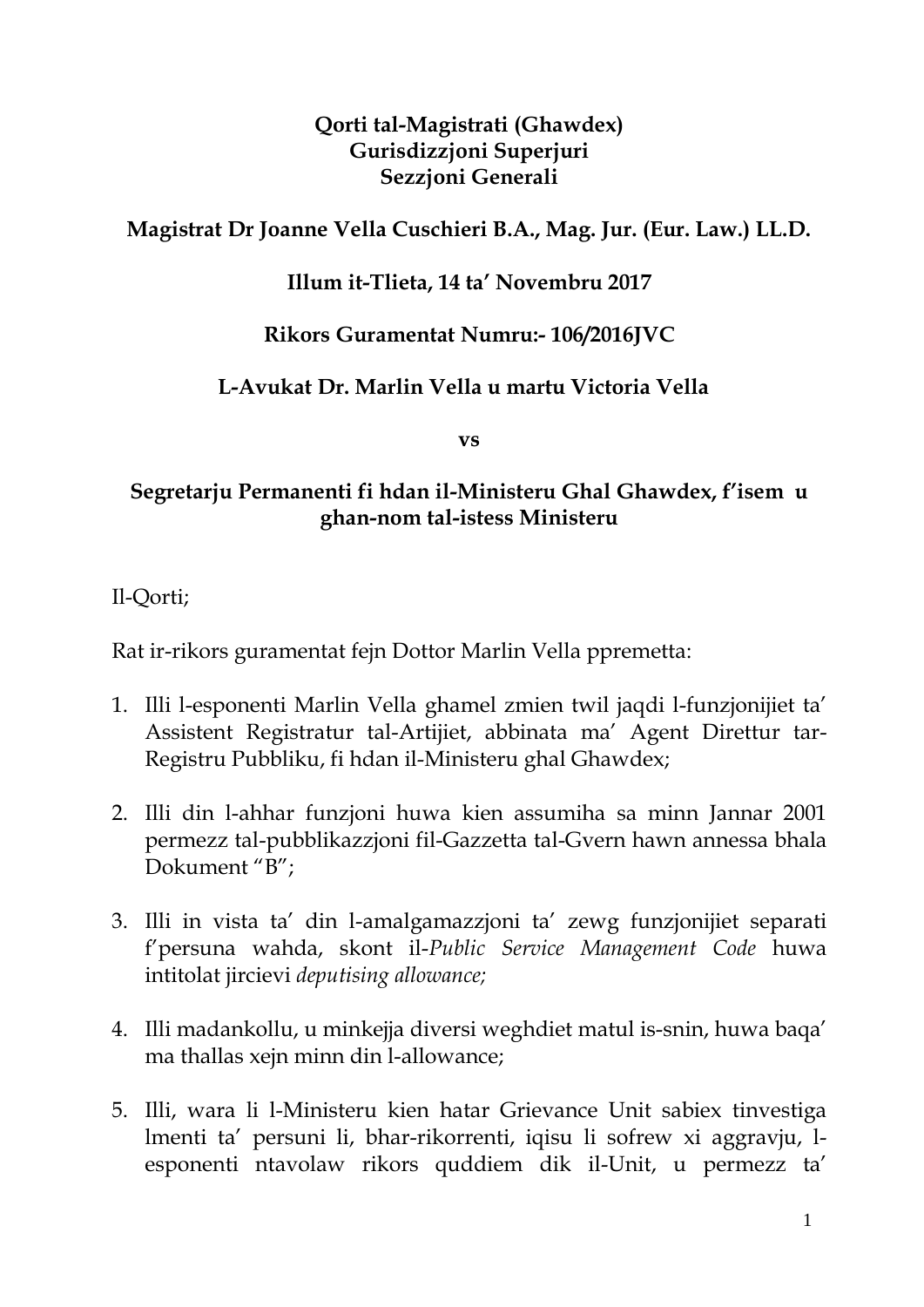**Qorti tal-Magistrati (Ghawdex)**
**Gurisdizzjoni Superjuri**
**Sezzjoni Generali**

**Magistrat Dr Joanne Vella Cuschieri B.A., Mag. Jur. (Eur. Law.) LL.D.**

**Illum it-Tlieta, 14 ta' Novembru 2017**

**Rikors Guramentat Numru:- 106/2016JVC**

**L-Avukat Dr. Marlin Vella u martu Victoria Vella**

**vs**

**Segretarju Permanenti fi hdan il-Ministeru Ghal Ghawdex, f'isem u ghan-nom tal-istess Ministeru**

Il-Qorti;

Rat ir-rikors guramentat fejn Dottor Marlin Vella ppremetta:

1. Illi l-esponenti Marlin Vella ghamel zmien twil jaqdi l-funzjonijiet ta' Assistent Registratur tal-Artijiet, abbinata ma' Agent Direttur tar-Registru Pubbliku, fi hdan il-Ministeru ghal Ghawdex;

2. Illi din l-ahhar funzjoni huwa kien assumiha sa minn Jannar 2001 permezz tal-pubblikazzjoni fil-Gazzetta tal-Gvern hawn annessa bhala Dokument "B";

3. Illi in vista ta' din l-amalgamazzjoni ta' zewg funzjonijiet separati f'persuna wahda, skont il-*Public Service Management Code* huwa intitolat jircievi *deputising allowance;*

4. Illi madankollu, u minkejja diversi weghdiet matul is-snin, huwa baqa' ma thallas xejn minn din l-allowance;

5. Illi, wara li l-Ministeru kien hatar Grievance Unit sabiex tinvestiga lmenti ta' persuni li, bhar-rikorrenti, iqisu li sofrew xi aggravju, l-esponenti ntavolaw rikors quddiem dik il-Unit, u permezz ta'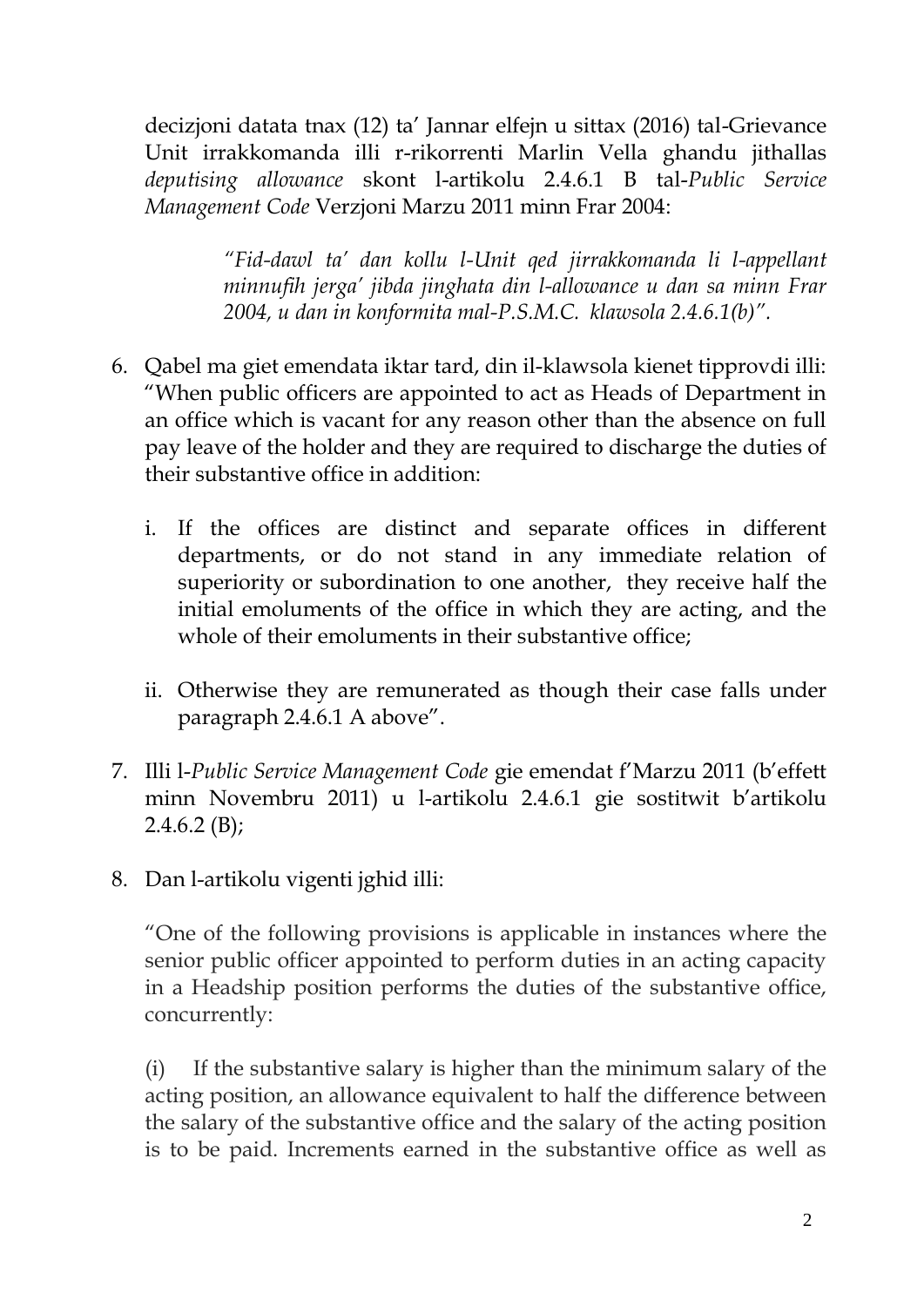decizjoni datata tnax (12) ta' Jannar elfejn u sittax (2016) tal-Grievance Unit irrakkomanda illi r-rikorrenti Marlin Vella ghandu jithallas *deputising allowance* skont l-artikolu 2.4.6.1 B tal-*Public Service Management Code* Verzjoni Marzu 2011 minn Frar 2004:

> *"Fid-dawl ta' dan kollu l-Unit qed jirrakkomanda li l-appellant minnufih jerga' jibda jinghata din l-allowance u dan sa minn Frar 2004, u dan in konformita mal-P.S.M.C. klawsola 2.4.6.1(b)".*

6. Qabel ma giet emendata iktar tard, din il-klawsola kienet tipprovdi illi: "When public officers are appointed to act as Heads of Department in an office which is vacant for any reason other than the absence on full pay leave of the holder and they are required to discharge the duties of their substantive office in addition:

   i. If the offices are distinct and separate offices in different departments, or do not stand in any immediate relation of superiority or subordination to one another, they receive half the initial emoluments of the office in which they are acting, and the whole of their emoluments in their substantive office;

   ii. Otherwise they are remunerated as though their case falls under paragraph 2.4.6.1 A above".

7. Illi l-*Public Service Management Code* gie emendat f'Marzu 2011 (b'effett minn Novembru 2011) u l-artikolu 2.4.6.1 gie sostitwit b'artikolu 2.4.6.2 (B);

8. Dan l-artikolu vigenti jghid illi:

   "One of the following provisions is applicable in instances where the senior public officer appointed to perform duties in an acting capacity in a Headship position performs the duties of the substantive office, concurrently:

   (i) If the substantive salary is higher than the minimum salary of the acting position, an allowance equivalent to half the difference between the salary of the substantive office and the salary of the acting position is to be paid. Increments earned in the substantive office as well as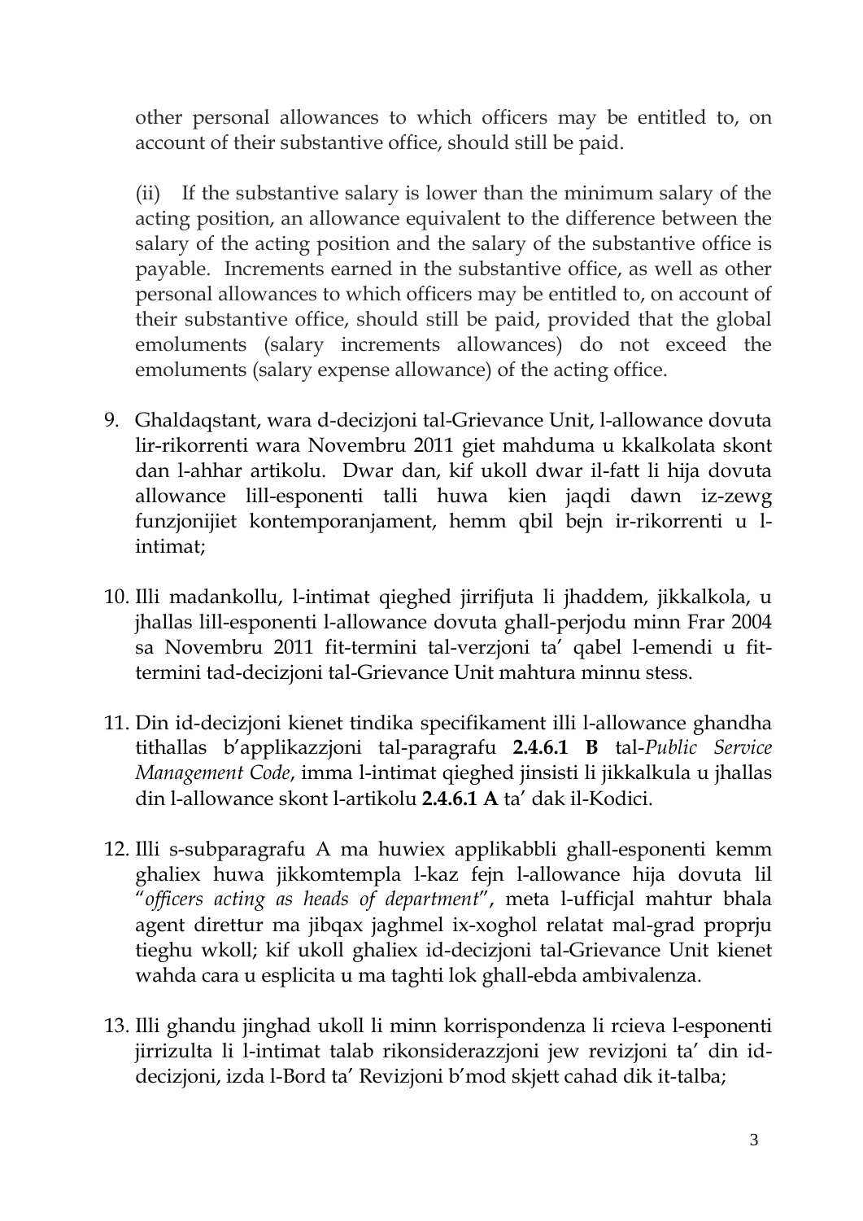other personal allowances to which officers may be entitled to, on account of their substantive office, should still be paid.

(ii) If the substantive salary is lower than the minimum salary of the acting position, an allowance equivalent to the difference between the salary of the acting position and the salary of the substantive office is payable. Increments earned in the substantive office, as well as other personal allowances to which officers may be entitled to, on account of their substantive office, should still be paid, provided that the global emoluments (salary increments allowances) do not exceed the emoluments (salary expense allowance) of the acting office.

9. Ghaldaqstant, wara d-decizjoni tal-Grievance Unit, l-allowance dovuta lir-rikorrenti wara Novembru 2011 giet mahduma u kkalkolata skont dan l-ahhar artikolu. Dwar dan, kif ukoll dwar il-fatt li hija dovuta allowance lill-esponenti talli huwa kien jaqdi dawn iz-zewg funzjonijiet kontemporanjament, hemm qbil bejn ir-rikorrenti u l-intimat;

10. Illi madankollu, l-intimat qieghed jirrifjuta li jhaddem, jikkalkola, u jhallas lill-esponenti l-allowance dovuta ghall-perjodu minn Frar 2004 sa Novembru 2011 fit-termini tal-verzjoni ta' qabel l-emendi u fit-termini tad-decizjoni tal-Grievance Unit mahtura minnu stess.

11. Din id-decizjoni kienet tindika specifikament illi l-allowance ghandha tithallas b'applikazzjoni tal-paragrafu **2.4.6.1 B** tal-*Public Service Management Code*, imma l-intimat qieghed jinsisti li jikkalkula u jhallas din l-allowance skont l-artikolu **2.4.6.1 A** ta' dak il-Kodici.

12. Illi s-subparagrafu A ma huwiex applikabbli ghall-esponenti kemm ghaliex huwa jikkomtempla l-kaz fejn l-allowance hija dovuta lil "*officers acting as heads of department*", meta l-ufficjal mahtur bhala agent direttur ma jibqax jaghmel ix-xoghol relatat mal-grad proprju tieghu wkoll; kif ukoll ghaliex id-decizjoni tal-Grievance Unit kienet wahda cara u esplicita u ma taghti lok ghall-ebda ambivalenza.

13. Illi ghandu jinghad ukoll li minn korrispondenza li rcieva l-esponenti jirrizulta li l-intimat talab rikonsiderazzjoni jew revizjoni ta' din id-decizjoni, izda l-Bord ta' Revizjoni b'mod skjett cahad dik it-talba;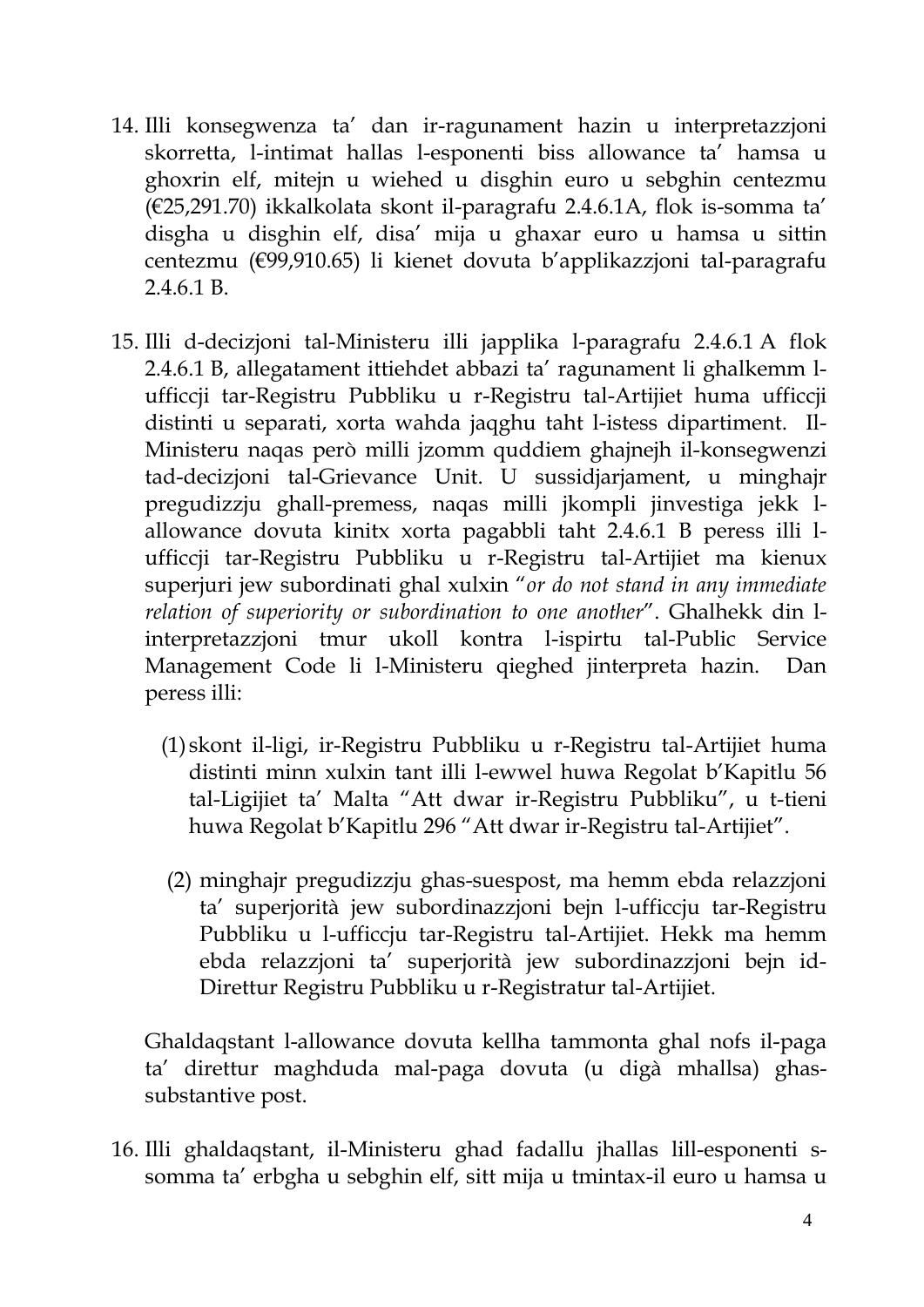14. Illi konsegwenza ta' dan ir-ragunament hazin u interpretazzjoni skorretta, l-intimat hallas l-esponenti biss allowance ta' hamsa u ghoxrin elf, mitejn u wiehed u disghin euro u sebghin centezmu (€25,291.70) ikkalkolata skont il-paragrafu 2.4.6.1A, flok is-somma ta' disgha u disghin elf, disa' mija u ghaxar euro u hamsa u sittin centezmu (€99,910.65) li kienet dovuta b'applikazzjoni tal-paragrafu 2.4.6.1 B.

15. Illi d-decizjoni tal-Ministeru illi japplika l-paragrafu 2.4.6.1 A flok 2.4.6.1 B, allegatament ittiehdet abbazi ta' ragunament li ghalkemm l-ufficcji tar-Registru Pubbliku u r-Registru tal-Artijiet huma ufficcji distinti u separati, xorta wahda jaqghu taht l-istess dipartiment. Il-Ministeru naqas però milli jzomm quddiem ghajnejh il-konsegwenzi tad-decizjoni tal-Grievance Unit. U sussidjarjament, u minghajr pregudizzju ghall-premess, naqas milli jkompli jinvestiga jekk l-allowance dovuta kinitx xorta pagabbli taht 2.4.6.1 B peress illi l-ufficcji tar-Registru Pubbliku u r-Registru tal-Artijiet ma kienux superjuri jew subordinati ghal xulxin "*or do not stand in any immediate relation of superiority or subordination to one another*". Ghalhekk din l-interpretazzjoni tmur ukoll kontra l-ispirtu tal-Public Service Management Code li l-Ministeru qieghed jinterpreta hazin. Dan peress illi:

    (1) skont il-ligi, ir-Registru Pubbliku u r-Registru tal-Artijiet huma distinti minn xulxin tant illi l-ewwel huwa Regolat b'Kapitlu 56 tal-Ligijiet ta' Malta "Att dwar ir-Registru Pubbliku", u t-tieni huwa Regolat b'Kapitlu 296 "Att dwar ir-Registru tal-Artijiet".

    (2) minghajr pregudizzju ghas-suespost, ma hemm ebda relazzjoni ta' superjorità jew subordinazzjoni bejn l-ufficcju tar-Registru Pubbliku u l-ufficcju tar-Registru tal-Artijiet. Hekk ma hemm ebda relazzjoni ta' superjorità jew subordinazzjoni bejn id-Direttur Registru Pubbliku u r-Registratur tal-Artijiet.

    Ghaldaqstant l-allowance dovuta kellha tammonta ghal nofs il-paga ta' direttur maghduda mal-paga dovuta (u digà mhallsa) ghas-substantive post.

16. Illi ghaldaqstant, il-Ministeru ghad fadallu jhallas lill-esponenti s-somma ta' erbgha u sebghin elf, sitt mija u tmintax-il euro u hamsa u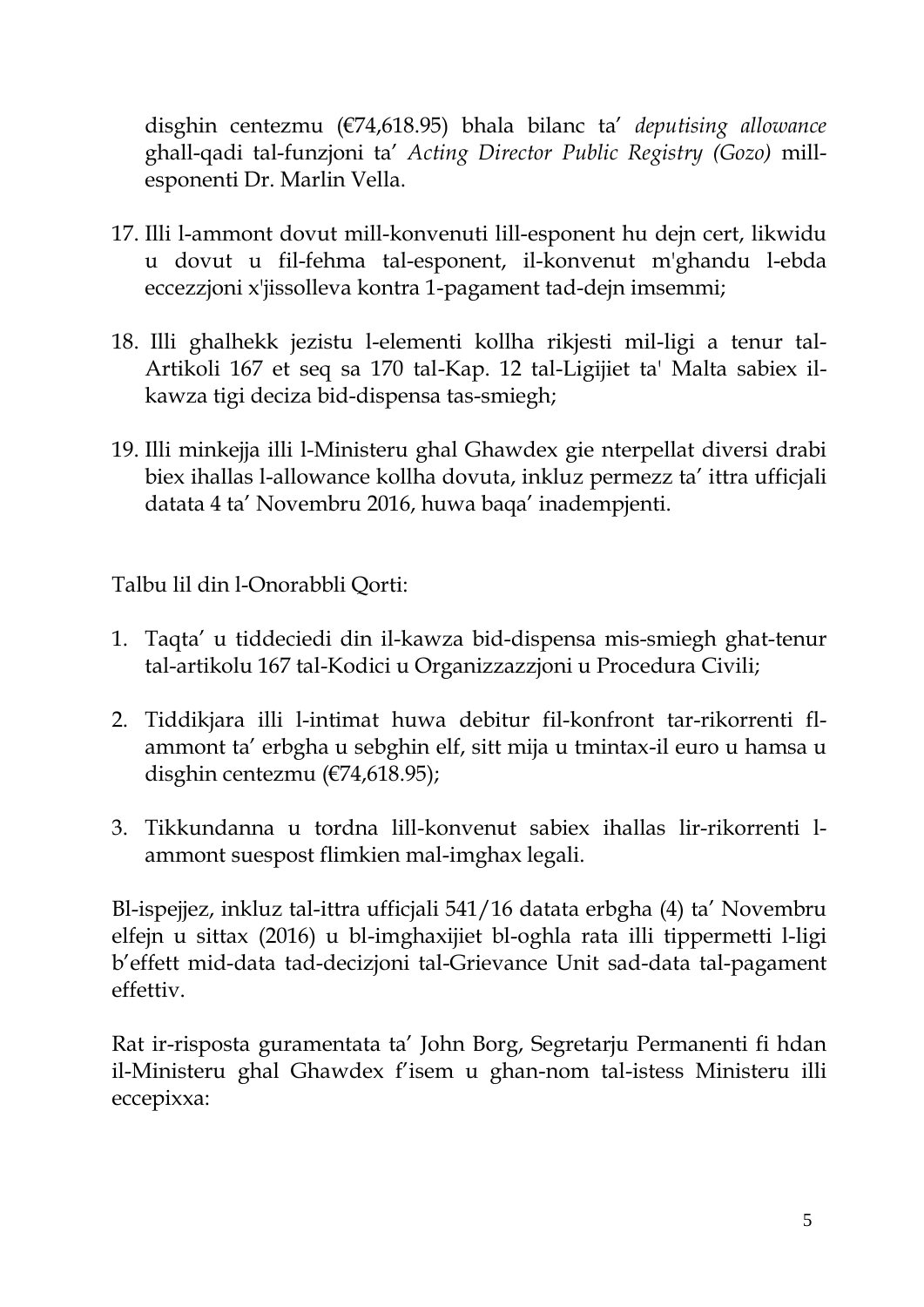disghin centezmu (€74,618.95) bhala bilanc ta' *deputising allowance* ghall-qadi tal-funzjoni ta' *Acting Director Public Registry (Gozo)* mill-esponenti Dr. Marlin Vella.

17. Illi l-ammont dovut mill-konvenuti lill-esponent hu dejn cert, likwidu u dovut u fil-fehma tal-esponent, il-konvenut m'ghandu l-ebda eccezzjoni x'jissolleva kontra 1-pagament tad-dejn imsemmi;

18. Illi ghalhekk jezistu l-elementi kollha rikjesti mil-ligi a tenur tal-Artikoli 167 et seq sa 170 tal-Kap. 12 tal-Ligijiet ta' Malta sabiex il-kawza tigi deciza bid-dispensa tas-smiegh;

19. Illi minkejja illi l-Ministeru ghal Ghawdex gie nterpellat diversi drabi biex ihallas l-allowance kollha dovuta, inkluz permezz ta' ittra ufficjali datata 4 ta' Novembru 2016, huwa baqa' inadempjenti.

Talbu lil din l-Onorabbli Qorti:

1. Taqta' u tiddeciedi din il-kawza bid-dispensa mis-smiegh ghat-tenur tal-artikolu 167 tal-Kodici u Organizzazzjoni u Procedura Civili;

2. Tiddikjara illi l-intimat huwa debitur fil-konfront tar-rikorrenti fl-ammont ta' erbgha u sebghin elf, sitt mija u tmintax-il euro u hamsa u disghin centezmu (€74,618.95);

3. Tikkundanna u tordna lill-konvenut sabiex ihallas lir-rikorrenti l-ammont suespost flimkien mal-imghax legali.

Bl-ispejjez, inkluz tal-ittra ufficjali 541/16 datata erbgha (4) ta' Novembru elfejn u sittax (2016) u bl-imghaxijiet bl-oghla rata illi tippermetti l-ligi b'effett mid-data tad-decizjoni tal-Grievance Unit sad-data tal-pagament effettiv.

Rat ir-risposta guramentata ta' John Borg, Segretarju Permanenti fi hdan il-Ministeru ghal Ghawdex f'isem u ghan-nom tal-istess Ministeru illi eccepixxa: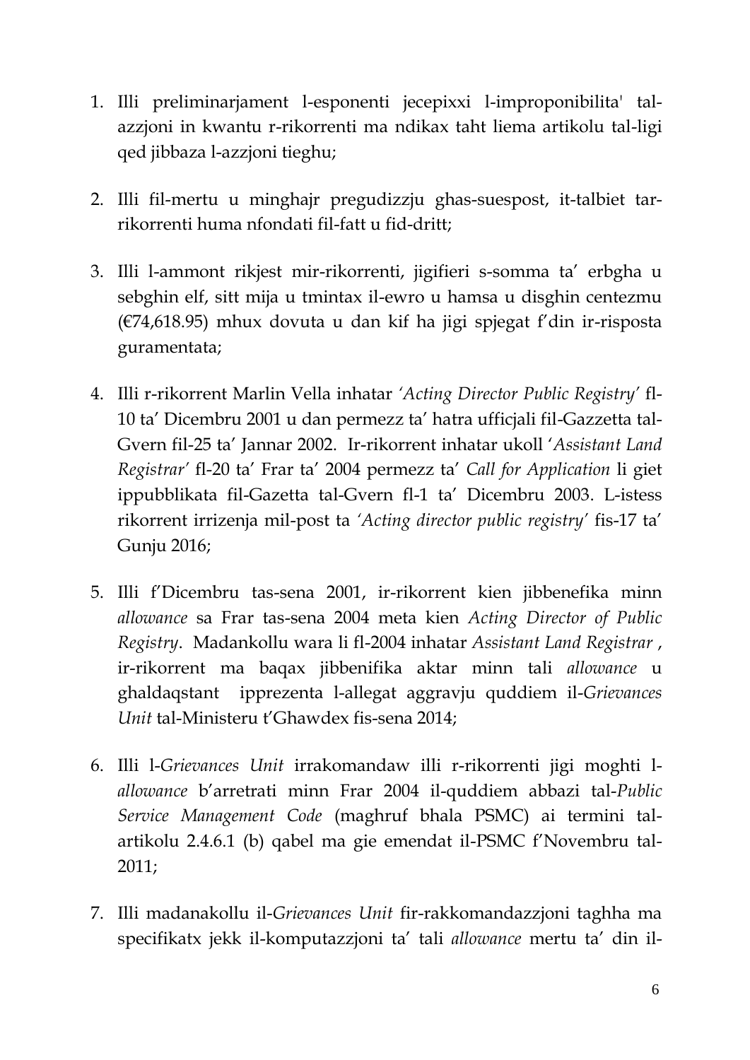1. Illi preliminarjament l-esponenti jecepixxi l-improponibilita' tal-azzjoni in kwantu r-rikorrenti ma ndikax taht liema artikolu tal-ligi qed jibbaza l-azzjoni tieghu;

2. Illi fil-mertu u minghajr pregudizzju ghas-suespost, it-talbiet tar-rikorrenti huma nfondati fil-fatt u fid-dritt;

3. Illi l-ammont rikjest mir-rikorrenti, jigifieri s-somma ta' erbgha u sebghin elf, sitt mija u tmintax il-ewro u hamsa u disghin centezmu (€74,618.95) mhux dovuta u dan kif ha jigi spjegat f'din ir-risposta guramentata;

4. Illi r-rikorrent Marlin Vella inhatar *'Acting Director Public Registry'* fl-10 ta' Dicembru 2001 u dan permezz ta' hatra ufficjali fil-Gazzetta tal-Gvern fil-25 ta' Jannar 2002. Ir-rikorrent inhatar ukoll '*Assistant Land Registrar'* fl-20 ta' Frar ta' 2004 permezz ta' *Call for Application* li giet ippubblikata fil-Gazetta tal-Gvern fl-1 ta' Dicembru 2003. L-istess rikorrent irrizenja mil-post ta *'Acting director public registry'* fis-17 ta' Gunju 2016;

5. Illi f'Dicembru tas-sena 2001, ir-rikorrent kien jibbenefika minn *allowance* sa Frar tas-sena 2004 meta kien *Acting Director of Public Registry*. Madankollu wara li fl-2004 inhatar *Assistant Land Registrar* , ir-rikorrent ma baqax jibbenifika aktar minn tali *allowance* u ghaldaqstant ipprezenta l-allegat aggravju quddiem il-*Grievances Unit* tal-Ministeru t'Ghawdex fis-sena 2014;

6. Illi l-*Grievances Unit* irrakomandaw illi r-rikorrenti jigi moghti l-*allowance* b'arretrati minn Frar 2004 il-quddiem abbazi tal-*Public Service Management Code* (maghruf bhala PSMC) ai termini tal-artikolu 2.4.6.1 (b) qabel ma gie emendat il-PSMC f'Novembru tal-2011;

7. Illi madanakollu il-*Grievances Unit* fir-rakkomandazzjoni taghha ma specifikatx jekk il-komputazzjoni ta' tali *allowance* mertu ta' din il-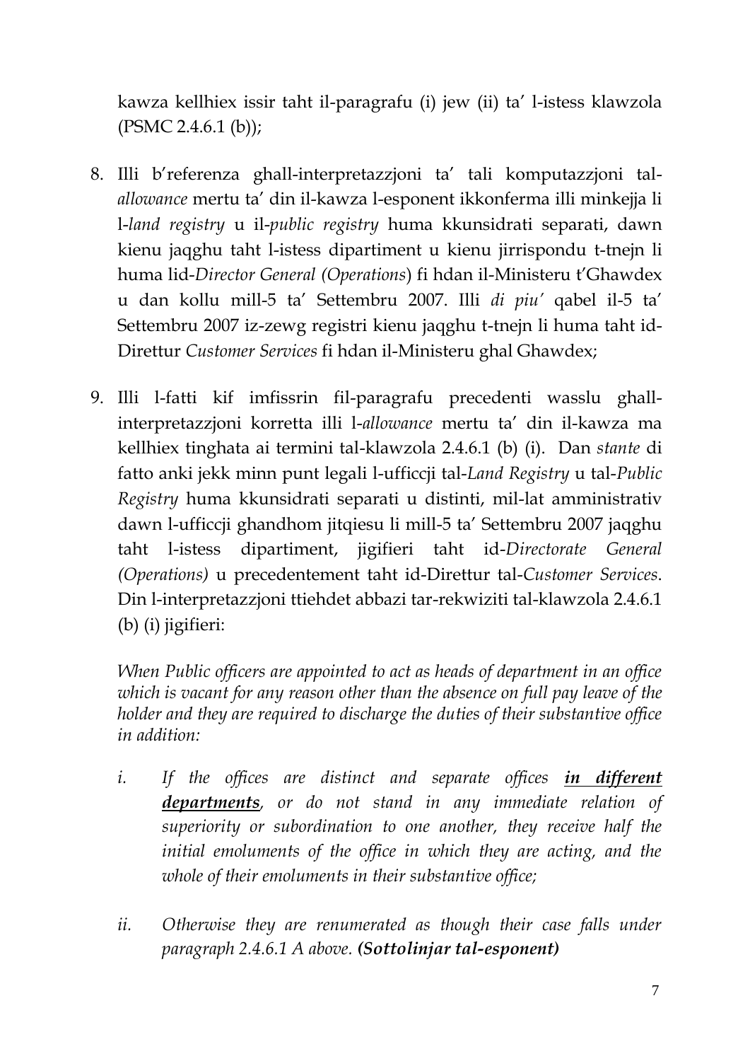kawza kellhiex issir taht il-paragrafu (i) jew (ii) ta' l-istess klawzola (PSMC 2.4.6.1 (b));

8. Illi b'referenza ghall-interpretazzjoni ta' tali komputazzjoni tal-*allowance* mertu ta' din il-kawza l-esponent ikkonferma illi minkejja li l-*land registry* u il-*public registry* huma kkunsidrati separati, dawn kienu jaqghu taht l-istess dipartiment u kienu jirrispondu t-tnejn li huma lid-*Director General (Operations*) fi hdan il-Ministeru t'Ghawdex u dan kollu mill-5 ta' Settembru 2007. Illi *di piu'* qabel il-5 ta' Settembru 2007 iz-zewg registri kienu jaqghu t-tnejn li huma taht id-Direttur *Customer Services* fi hdan il-Ministeru ghal Ghawdex;

9. Illi l-fatti kif imfissrin fil-paragrafu precedenti wasslu ghall-interpretazzjoni korretta illi l-*allowance* mertu ta' din il-kawza ma kellhiex tinghata ai termini tal-klawzola 2.4.6.1 (b) (i). Dan *stante* di fatto anki jekk minn punt legali l-ufficcji tal-*Land Registry* u tal-*Public Registry* huma kkunsidrati separati u distinti, mil-lat amministrativ dawn l-ufficcji ghandhom jitqiesu li mill-5 ta' Settembru 2007 jaqghu taht l-istess dipartiment, jigifieri taht id-*Directorate General (Operations)* u precedentement taht id-Direttur tal-*Customer Services*. Din l-interpretazzjoni ttiehdet abbazi tar-rekwiziti tal-klawzola 2.4.6.1 (b) (i) jigifieri:

   *When Public officers are appointed to act as heads of department in an office which is vacant for any reason other than the absence on full pay leave of the holder and they are required to discharge the duties of their substantive office in addition:*

   i. *If the offices are distinct and separate offices* ***<u>in different departments</u>****, or do not stand in any immediate relation of superiority or subordination to one another, they receive half the initial emoluments of the office in which they are acting, and the whole of their emoluments in their substantive office;*

   ii. *Otherwise they are renumerated as though their case falls under paragraph 2.4.6.1 A above.* ***(Sottolinjar tal-esponent)***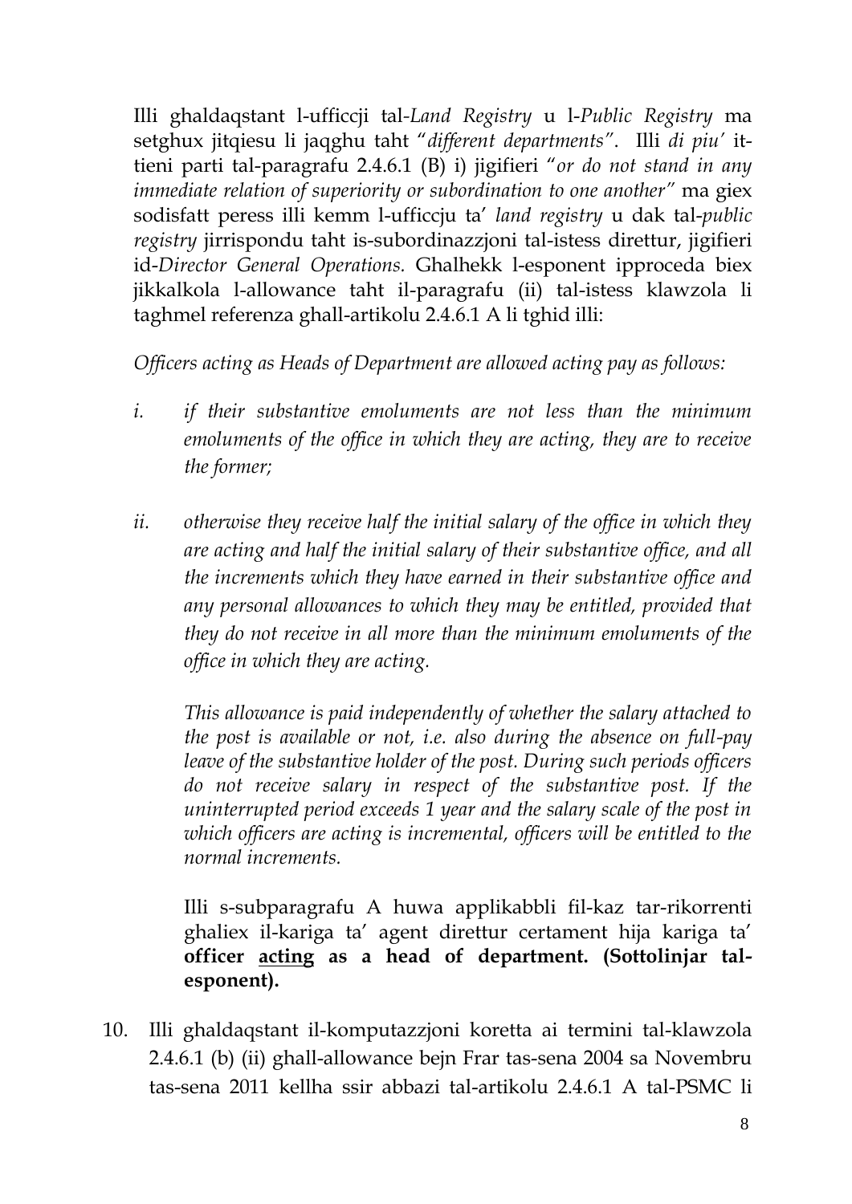Illi għaldaqstant l-ufficcji tal-*Land Registry* u l-*Public Registry* ma setgħux jitqiesu li jaqgħu taħt "*different departments*". Illi *di piu'* it-tieni parti tal-paragrafu 2.4.6.1 (B) i) jiġifieri "*or do not stand in any immediate relation of superiority or subordination to one another*" ma ġiex sodisfatt peress illi kemm l-ufficcju ta' *land registry* u dak tal-*public registry* jirrispondu taħt is-subordinazzjoni tal-istess direttur, jiġifieri id-*Director General Operations*. Għalhekk l-esponent ipproċeda biex jikkalkola l-allowance taħt il-paragrafu (ii) tal-istess klawżola li tagħmel referenza għall-artikolu 2.4.6.1 A li tgħid illi:

*Officers acting as Heads of Department are allowed acting pay as follows:*

*i. if their substantive emoluments are not less than the minimum emoluments of the office in which they are acting, they are to receive the former;*

*ii. otherwise they receive half the initial salary of the office in which they are acting and half the initial salary of their substantive office, and all the increments which they have earned in their substantive office and any personal allowances to which they may be entitled, provided that they do not receive in all more than the minimum emoluments of the office in which they are acting.*

*This allowance is paid independently of whether the salary attached to the post is available or not, i.e. also during the absence on full-pay leave of the substantive holder of the post. During such periods officers do not receive salary in respect of the substantive post. If the uninterrupted period exceeds 1 year and the salary scale of the post in which officers are acting is incremental, officers will be entitled to the normal increments.*

Illi s-subparagrafu A huwa applikabbli fil-każ tar-rikorrenti għaliex il-kariga ta' agent direttur ċertament hija kariga ta' **officer <u>acting</u> as a head of department. (Sottolinjar tal-esponent).**

10. Illi għaldaqstant il-komputazzjoni koretta ai termini tal-klawżola 2.4.6.1 (b) (ii) għall-allowance bejn Frar tas-sena 2004 sa Novembru tas-sena 2011 kellha ssir abbażi tal-artikolu 2.4.6.1 A tal-PSMC li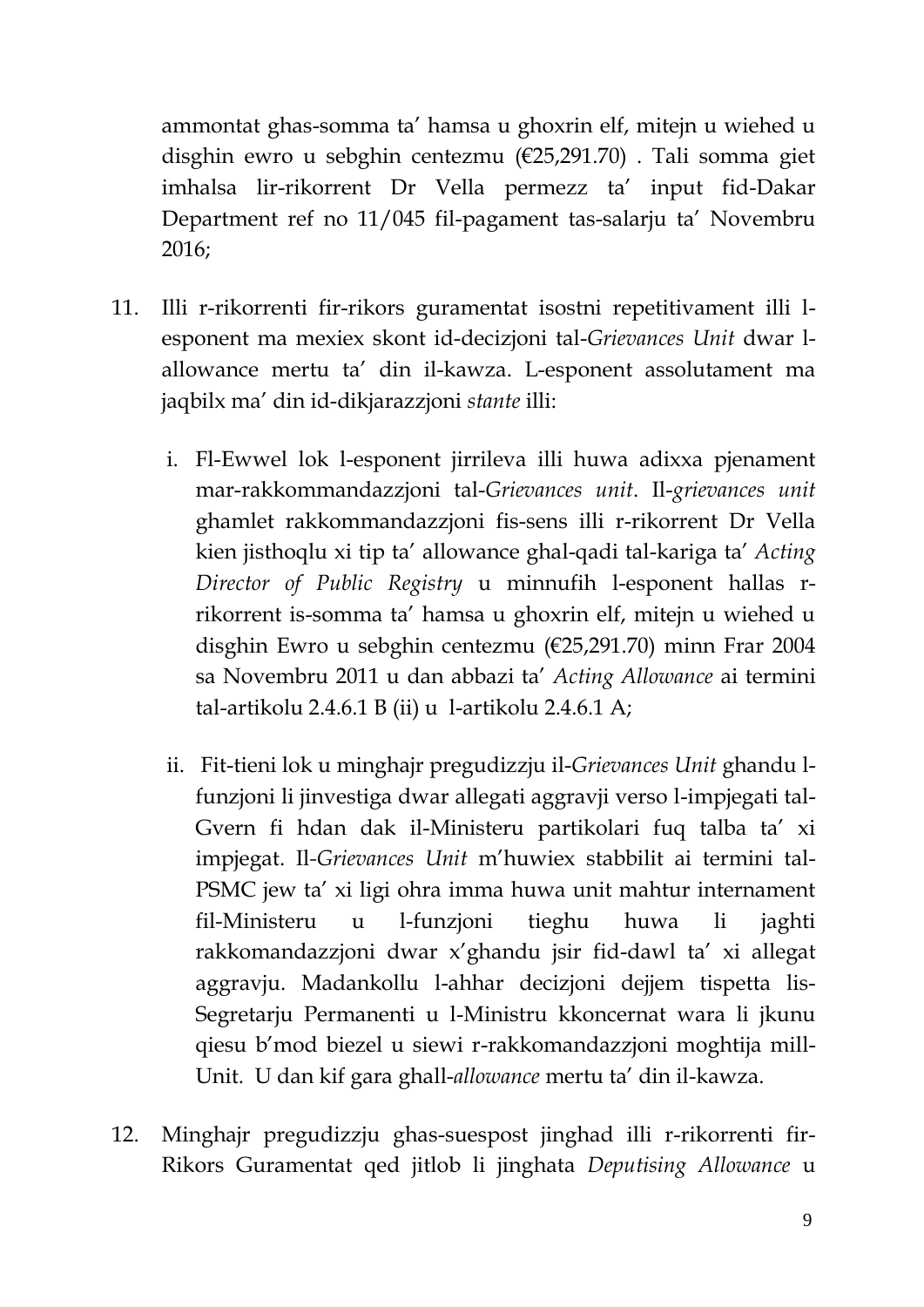ammontat għas-somma ta' ħamsa u għoxrin elf, mitejn u wieħed u disgħin ewro u sebgħin ċentezmu (€25,291.70) . Tali somma ġiet imħalsa lir-rikorrent Dr Vella permezz ta' input fid-Dakar Department ref no 11/045 fil-pagament tas-salarju ta' Novembru 2016;

11. Illi r-rikorrenti fir-rikors ġuramentat isostni repetitivament illi l-esponent ma mexiex skont id-deċiżjoni tal-*Grievances Unit* dwar l-allowance mertu ta' din il-kawża. L-esponent assolutament ma jaqbilx ma' din id-dikjarazzjoni *stante* illi:

    i. Fl-Ewwel lok l-esponent jirrileva illi huwa adixxa pjenament mar-rakkommandazzjoni tal-*Grievances unit*. Il-*grievances unit* għamlet rakkommandazzjoni fis-sens illi r-rikorrent Dr Vella kien jistħoqlu xi tip ta' allowance għal-qadi tal-kariga ta' *Acting Director of Public Registry* u minnufih l-esponent ħallas r-rikorrent is-somma ta' ħamsa u għoxrin elf, mitejn u wieħed u disgħin Ewro u sebgħin ċentezmu (€25,291.70) minn Frar 2004 sa Novembru 2011 u dan abbażi ta' *Acting Allowance* ai termini tal-artikolu 2.4.6.1 B (ii) u l-artikolu 2.4.6.1 A;

    ii. Fit-tieni lok u mingħajr preġudizzju il-*Grievances Unit* għandu l-funzjoni li jinvestiga dwar allegati aggravji verso l-impjegati tal-Gvern fi ħdan dak il-Ministeru partikolari fuq talba ta' xi impjegat. Il-*Grievances Unit* m'huwiex stabbilit ai termini tal-PSMC jew ta' xi liġi oħra imma huwa unit maħtur internament fil-Ministeru u l-funzjoni tiegħu huwa li jagħti rakkomandazzjoni dwar x'għandu jsir fid-dawl ta' xi allegat aggravju. Madankollu l-aħħar deċiżjoni dejjem tispetta lis-Segretarju Permanenti u l-Ministru kkonċernat wara li jkunu qiesu b'mod bieżel u siewi r-rakkomandazzjoni mogħtija mill-Unit. U dan kif ġara għall-*allowance* mertu ta' din il-kawża.

12. Mingħajr preġudizzju għas-suespost jingħad illi r-rikorrenti fir-Rikors Ġuramentat qed jitlob li jingħata *Deputising Allowance* u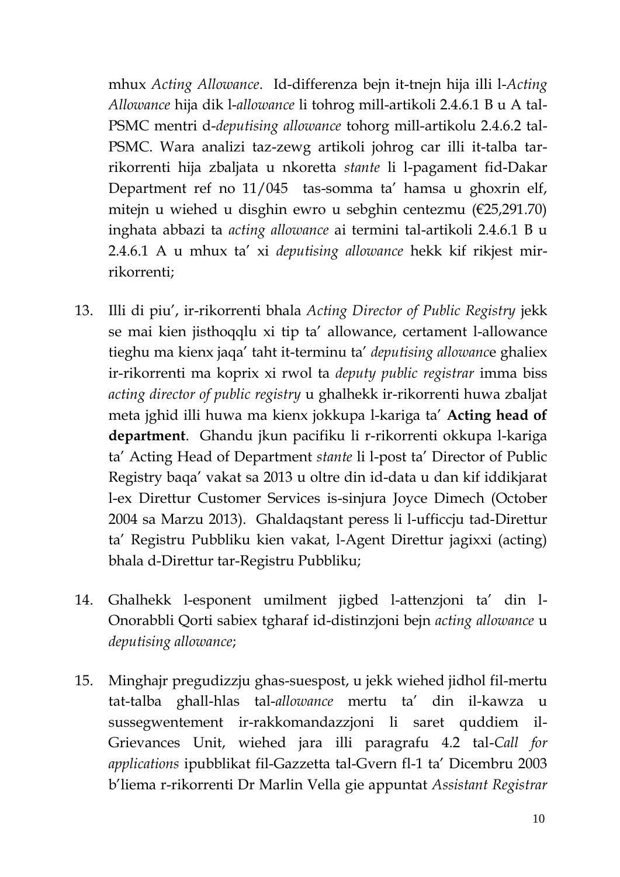mhux *Acting Allowance*. Id-differenza bejn it-tnejn hija illi l-*Acting Allowance* hija dik l-*allowance* li tohrog mill-artikoli 2.4.6.1 B u A tal-PSMC mentri d-*deputising allowance* tohorg mill-artikolu 2.4.6.2 tal-PSMC. Wara analizi taz-zewg artikoli johrog car illi it-talba tar-rikorrenti hija zbaljata u nkoretta *stante* li l-pagament fid-Dakar Department ref no 11/045 tas-somma ta' hamsa u ghoxrin elf, mitejn u wiehed u disghin ewro u sebghin centezmu (€25,291.70) inghata abbazi ta *acting allowance* ai termini tal-artikoli 2.4.6.1 B u 2.4.6.1 A u mhux ta' xi *deputising allowance* hekk kif rikjest mir-rikorrenti;

13. Illi di piu', ir-rikorrenti bhala *Acting Director of Public Registry* jekk se mai kien jisthoqqlu xi tip ta' allowance, certament l-allowance tieghu ma kienx jaqa' taht it-terminu ta' *deputising allowance* ghaliex ir-rikorrenti ma koprix xi rwol ta *deputy public registrar* imma biss *acting director of public registry* u ghalhekk ir-rikorrenti huwa zbaljat meta jghid illi huwa ma kienx jokkupa l-kariga ta' **Acting head of department**. Ghandu jkun pacifiku li r-rikorrenti okkupa l-kariga ta' Acting Head of Department *stante* li l-post ta' Director of Public Registry baqa' vakat sa 2013 u oltre din id-data u dan kif iddikjarat l-ex Direttur Customer Services is-sinjura Joyce Dimech (October 2004 sa Marzu 2013). Ghaldaqstant peress li l-ufficcju tad-Direttur ta' Registru Pubbliku kien vakat, l-Agent Direttur jagixxi (acting) bhala d-Direttur tar-Registru Pubbliku;

14. Ghalhekk l-esponent umilment jigbed l-attenzjoni ta' din l-Onorabbli Qorti sabiex tgharaf id-distinzjoni bejn *acting allowance* u *deputising allowance*;

15. Minghajr pregudizzju ghas-suespost, u jekk wiehed jidhol fil-mertu tat-talba ghall-hlas tal-*allowance* mertu ta' din il-kawza u sussegwentement ir-rakkomandazzjoni li saret quddiem il-Grievances Unit, wiehed jara illi paragrafu 4.2 tal-*Call for applications* ipubblikat fil-Gazzetta tal-Gvern fl-1 ta' Dicembru 2003 b'liema r-rikorrenti Dr Marlin Vella gie appuntat *Assistant Registrar*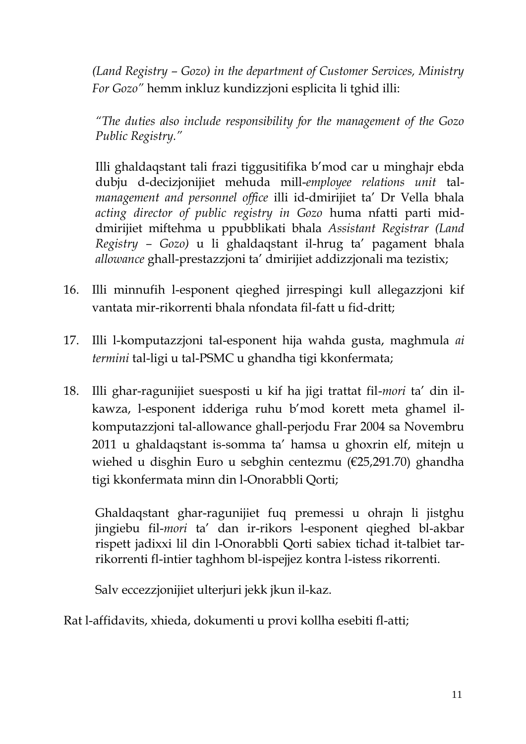*(Land Registry – Gozo) in the department of Customer Services, Ministry For Gozo"* hemm inkluz kundizzjoni esplicita li tghid illi:

> *"The duties also include responsibility for the management of the Gozo Public Registry."*
>
> Illi ghaldaqstant tali frazi tiggusitifika b'mod car u minghajr ebda dubju d-decizjonijiet mehuda mill-*employee relations unit* tal-*management and personnel office* illi id-dmirijiet ta' Dr Vella bhala *acting director of public registry in Gozo* huma nfatti parti mid-dmirijiet miftehma u ppubblikati bhala *Assistant Registrar (Land Registry – Gozo)* u li ghaldaqstant il-hrug ta' pagament bhala *allowance* ghall-prestazzjoni ta' dmirijiet addizzjonali ma tezistix;

16. Illi minnufih l-esponent qieghed jirrespingi kull allegazzjoni kif vantata mir-rikorrenti bhala nfondata fil-fatt u fid-dritt;

17. Illi l-komputazzjoni tal-esponent hija wahda gusta, maghmula *ai termini* tal-ligi u tal-PSMC u ghandha tigi kkonfermata;

18. Illi ghar-ragunijiet suesposti u kif ha jigi trattat fil-*mori* ta' din il-kawza, l-esponent idderiga ruhu b'mod korett meta ghamel il-komputazzjoni tal-allowance ghall-perjodu Frar 2004 sa Novembru 2011 u ghaldaqstant is-somma ta' hamsa u ghoxrin elf, mitejn u wiehed u disghin Euro u sebghin centezmu (€25,291.70) ghandha tigi kkonfermata minn din l-Onorabbli Qorti;

   Ghaldaqstant ghar-ragunijiet fuq premessi u ohrajn li jistghu jingiebu fil-*mori* ta' dan ir-rikors l-esponent qieghed bl-akbar rispett jadixxi lil din l-Onorabbli Qorti sabiex tichad it-talbiet tar-rikorrenti fl-intier taghhom bl-ispejjez kontra l-istess rikorrenti.

   Salv eccezzjonijiet ulterjuri jekk jkun il-kaz.

Rat l-affidavits, xhieda, dokumenti u provi kollha esebiti fl-atti;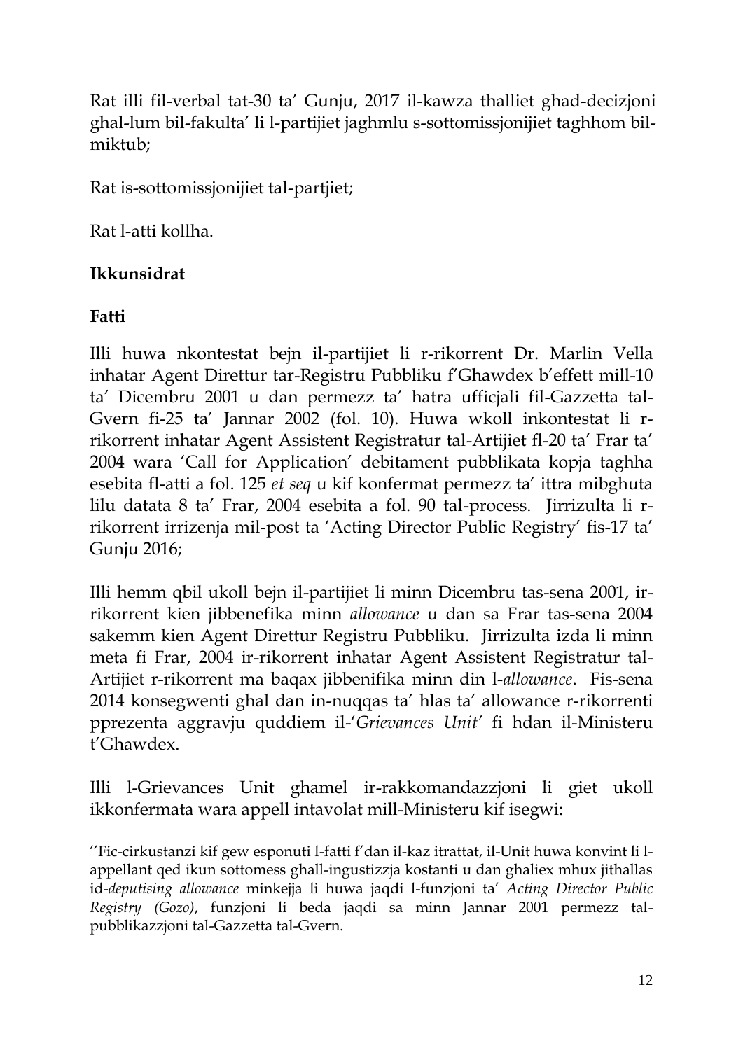Rat illi fil-verbal tat-30 ta' Gunju, 2017 il-kawza thalliet ghad-decizjoni ghal-lum bil-fakulta' li l-partijiet jaghmlu s-sottomissjonijiet taghhom bil-miktub;

Rat is-sottomissjonijiet tal-partjiet;

Rat l-atti kollha.

**Ikkunsidrat**

**Fatti**

Illi huwa nkontestat bejn il-partijiet li r-rikorrent Dr. Marlin Vella inhatar Agent Direttur tar-Registru Pubbliku f'Ghawdex b'effett mill-10 ta' Dicembru 2001 u dan permezz ta' hatra ufficjali fil-Gazzetta tal-Gvern fi-25 ta' Jannar 2002 (fol. 10). Huwa wkoll inkontestat li r-rikorrent inhatar Agent Assistent Registratur tal-Artijiet fl-20 ta' Frar ta' 2004 wara 'Call for Application' debitament pubblikata kopja taghha esebita fl-atti a fol. 125 *et seq* u kif konfermat permezz ta' ittra mibghuta lilu datata 8 ta' Frar, 2004 esebita a fol. 90 tal-process. Jirrizulta li r-rikorrent irrizenja mil-post ta 'Acting Director Public Registry' fis-17 ta' Gunju 2016;

Illi hemm qbil ukoll bejn il-partijiet li minn Dicembru tas-sena 2001, ir-rikorrent kien jibbenefika minn *allowance* u dan sa Frar tas-sena 2004 sakemm kien Agent Direttur Registru Pubbliku. Jirrizulta izda li minn meta fi Frar, 2004 ir-rikorrent inhatar Agent Assistent Registratur tal-Artijiet r-rikorrent ma baqax jibbenifika minn din l-*allowance*. Fis-sena 2014 konsegwenti ghal dan in-nuqqas ta' hlas ta' allowance r-rikorrenti pprezenta aggravju quddiem il-'*Grievances Unit'* fi hdan il-Ministeru t'Ghawdex.

Illi l-Grievances Unit ghamel ir-rakkomandazzjoni li giet ukoll ikkonfermata wara appell intavolat mill-Ministeru kif isegwi:

''Fic-cirkustanzi kif gew esponuti l-fatti f'dan il-kaz itrattat, il-Unit huwa konvint li l-appellant qed ikun sottomess ghall-ingustizzja kostanti u dan ghaliex mhux jithallas id-*deputising allowance* minkejja li huwa jaqdi l-funzjoni ta' *Acting Director Public Registry (Gozo)*, funzjoni li beda jaqdi sa minn Jannar 2001 permezz tal-pubblikazzjoni tal-Gazzetta tal-Gvern.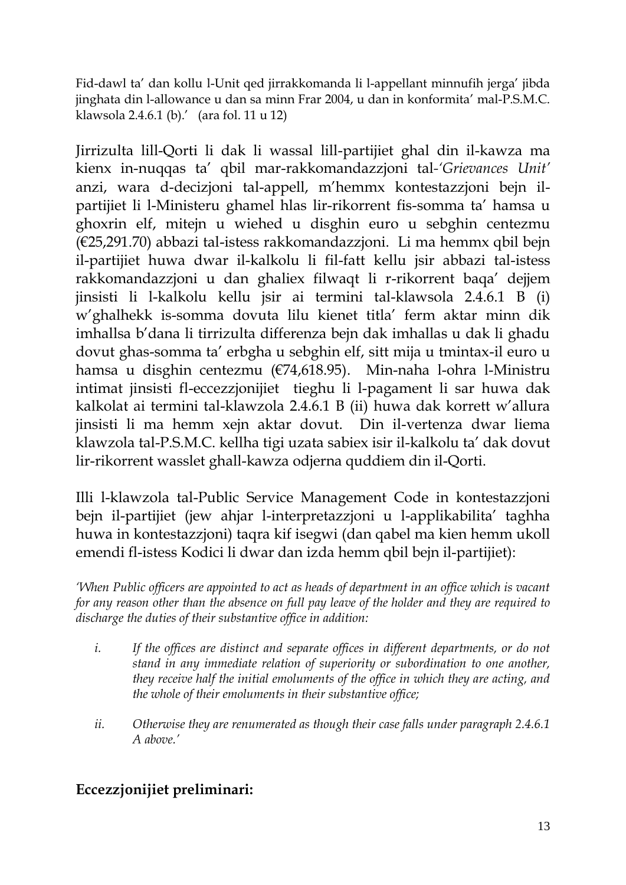Fid-dawl ta' dan kollu l-Unit qed jirrakkomanda li l-appellant minnufih jerga' jibda jinghata din l-allowance u dan sa minn Frar 2004, u dan in konformita' mal-P.S.M.C. klawsola 2.4.6.1 (b).' (ara fol. 11 u 12)

Jirrizulta lill-Qorti li dak li wassal lill-partijiet ghal din il-kawza ma kienx in-nuqqas ta' qbil mar-rakkomandazzjoni tal-*'Grievances Unit'* anzi, wara d-decizjoni tal-appell, m'hemmx kontestazzjoni bejn il-partijiet li l-Ministeru ghamel hlas lir-rikorrent fis-somma ta' hamsa u ghoxrin elf, mitejn u wiehed u disghin euro u sebghin centezmu (€25,291.70) abbazi tal-istess rakkomandazzjoni. Li ma hemmx qbil bejn il-partijiet huwa dwar il-kalkolu li fil-fatt kellu jsir abbazi tal-istess rakkomandazzjoni u dan ghaliex filwaqt li r-rikorrent baqa' dejjem jinsisti li l-kalkolu kellu jsir ai termini tal-klawsola 2.4.6.1 B (i) w'ghalhekk is-somma dovuta lilu kienet titla' ferm aktar minn dik imhallsa b'dana li tirrizulta differenza bejn dak imhallas u dak li ghadu dovut ghas-somma ta' erbgha u sebghin elf, sitt mija u tmintax-il euro u hamsa u disghin centezmu (€74,618.95). Min-naha l-ohra l-Ministru intimat jinsisti fl-eccezzjonijiet tieghu li l-pagament li sar huwa dak kalkolat ai termini tal-klawzola 2.4.6.1 B (ii) huwa dak korrett w'allura jinsisti li ma hemm xejn aktar dovut. Din il-vertenza dwar liema klawzola tal-P.S.M.C. kellha tigi uzata sabiex isir il-kalkolu ta' dak dovut lir-rikorrent wasslet ghall-kawza odjerna quddiem din il-Qorti.

Illi l-klawzola tal-Public Service Management Code in kontestazzjoni bejn il-partijiet (jew ahjar l-interpretazzjoni u l-applikabilita' taghha huwa in kontestazzjoni) taqra kif isegwi (dan qabel ma kien hemm ukoll emendi fl-istess Kodici li dwar dan izda hemm qbil bejn il-partijiet):

*'When Public officers are appointed to act as heads of department in an office which is vacant for any reason other than the absence on full pay leave of the holder and they are required to discharge the duties of their substantive office in addition:*

- *i. If the offices are distinct and separate offices in different departments, or do not stand in any immediate relation of superiority or subordination to one another, they receive half the initial emoluments of the office in which they are acting, and the whole of their emoluments in their substantive office;*

- *ii. Otherwise they are renumerated as though their case falls under paragraph 2.4.6.1 A above.'*

## Eccezzjonijiet preliminari: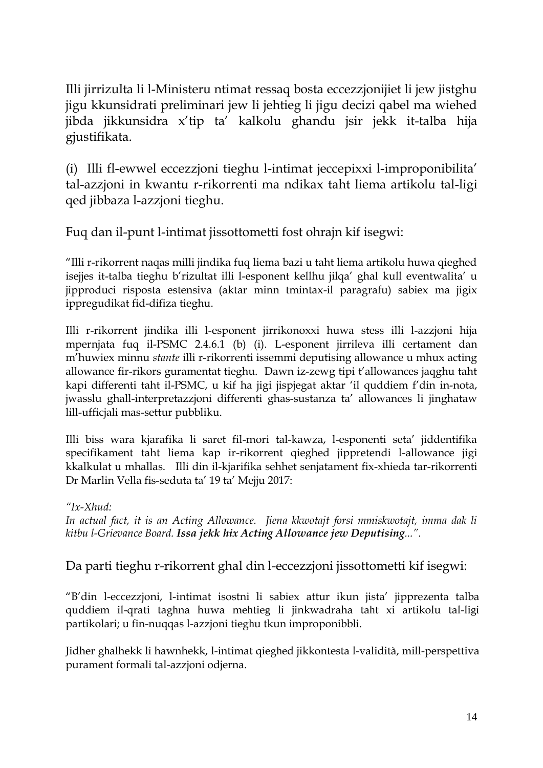Illi jirrizulta li l-Ministeru ntimat ressaq bosta eccezzjonijiet li jew jistghu jigu kkunsidrati preliminari jew li jehtieg li jigu decizi qabel ma wiehed jibda jikkunsidra x'tip ta' kalkolu ghandu jsir jekk it-talba hija gjustifikata.

(i) Illi fl-ewwel eccezzjoni tieghu l-intimat jeccepixxi l-improponibilita' tal-azzjoni in kwantu r-rikorrenti ma ndikax taht liema artikolu tal-ligi qed jibbaza l-azzjoni tieghu.

Fuq dan il-punt l-intimat jissottometti fost ohrajn kif isegwi:

"Illi r-rikorrent naqas milli jindika fuq liema bazi u taht liema artikolu huwa qieghed isejjes it-talba tieghu b'rizultat illi l-esponent kellhu jilqa' ghal kull eventwalita' u jipproduci risposta estensiva (aktar minn tmintax-il paragrafu) sabiex ma jigix ippregudikat fid-difiza tieghu.

Illi r-rikorrent jindika illi l-esponent jirrikonoxxi huwa stess illi l-azzjoni hija mpernjata fuq il-PSMC 2.4.6.1 (b) (i). L-esponent jirrileva illi certament dan m'huwiex minnu *stante* illi r-rikorrenti issemmi deputising allowance u mhux acting allowance fir-rikors guramentat tieghu. Dawn iz-zewg tipi t'allowances jaqghu taht kapi differenti taht il-PSMC, u kif ha jigi jispjegat aktar 'il quddiem f'din in-nota, jwasslu ghall-interpretazzjoni differenti ghas-sustanza ta' allowances li jinghataw lill-ufficjali mas-settur pubbliku.

Illi biss wara kjarafika li saret fil-mori tal-kawza, l-esponenti seta' jiddentifika specifikament taht liema kap ir-rikorrent qieghed jippretendi l-allowance jigi kkalkulat u mhallas. Illi din il-kjarifika sehhet senjatament fix-xhieda tar-rikorrenti Dr Marlin Vella fis-seduta ta' 19 ta' Mejju 2017:

*"Ix-Xhud:*
*In actual fact, it is an Acting Allowance. Jiena kkwotajt forsi mmiskwotajt, imma dak li kitbu l-Grievance Board.* ***Issa jekk hix Acting Allowance jew Deputising****...".*

Da parti tieghu r-rikorrent ghal din l-eccezzjoni jissottometti kif isegwi:

"B'din l-eccezzjoni, l-intimat isostni li sabiex attur ikun jista' jipprezenta talba quddiem il-qrati taghna huwa mehtieg li jinkwadraha taht xi artikolu tal-ligi partikolari; u fin-nuqqas l-azzjoni tieghu tkun improponibbli.

Jidher ghalhekk li hawnhekk, l-intimat qieghed jikkontesta l-validità, mill-perspettiva purament formali tal-azzjoni odjerna.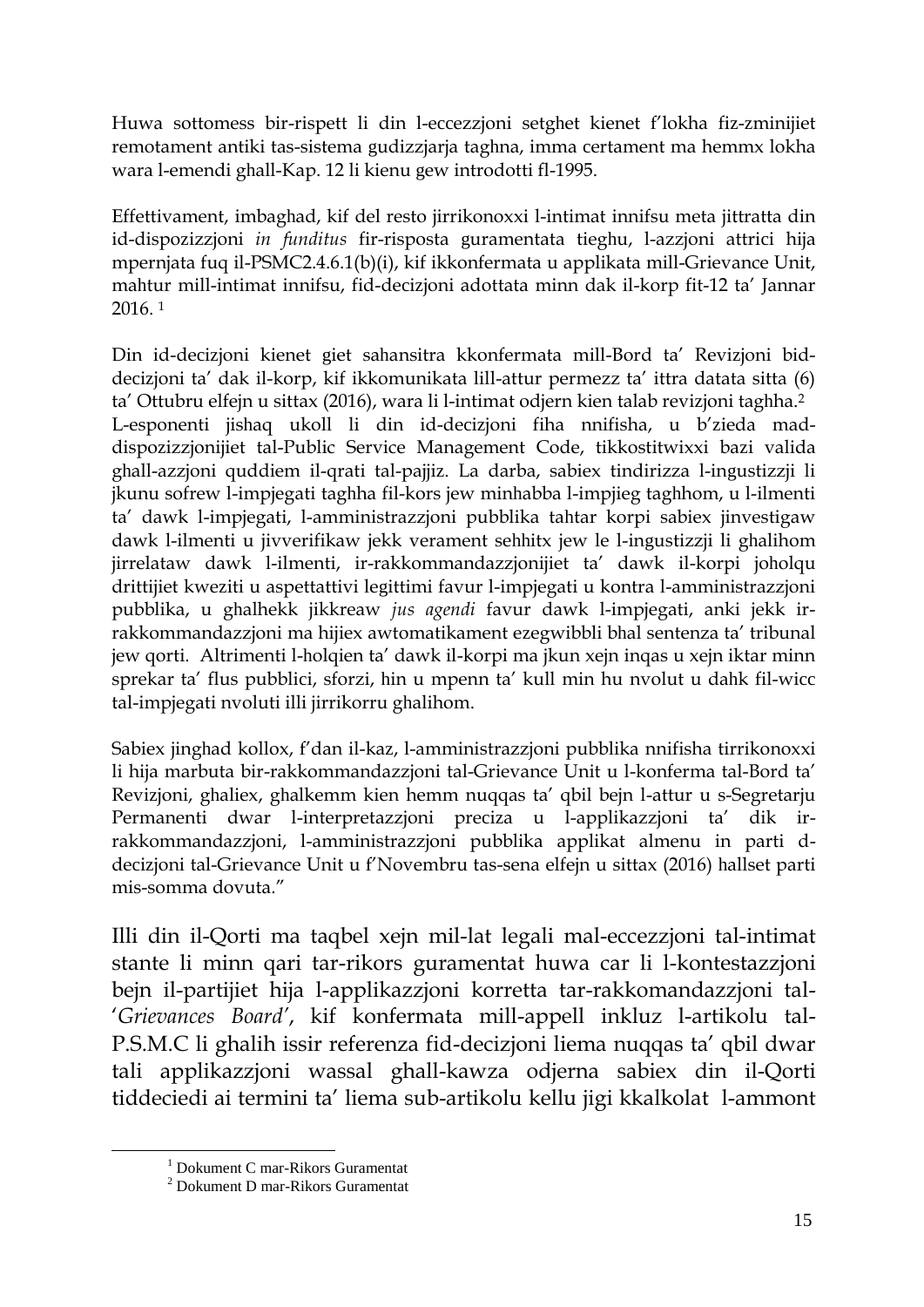Huwa sottomess bir-rispett li din l-eccezzjoni setghet kienet f'lokha fiz-zminijiet remotament antiki tas-sistema gudizzjarja taghna, imma certament ma hemmx lokha wara l-emendi ghall-Kap. 12 li kienu gew introdotti fl-1995.

Effettivament, imbaghad, kif del resto jirrikonoxxi l-intimat innifsu meta jittratta din id-dispozizzjoni *in funditus* fir-risposta guramentata tieghu, l-azzjoni attrici hija mpernjata fuq il-PSMC2.4.6.1(b)(i), kif ikkonfermata u applikata mill-Grievance Unit, mahtur mill-intimat innifsu, fid-decizjoni adottata minn dak il-korp fit-12 ta' Jannar 2016. [1]

Din id-decizjoni kienet giet sahansitra kkonfermata mill-Bord ta' Revizjoni bid-decizjoni ta' dak il-korp, kif ikkomunikata lill-attur permezz ta' ittra datata sitta (6) ta' Ottubru elfejn u sittax (2016), wara li l-intimat odjern kien talab revizjoni taghha.[2]
L-esponenti jishaq ukoll li din id-decizjoni fiha nnifisha, u b'zieda mad-dispozizzjonijiet tal-Public Service Management Code, tikkostitwixxi bazi valida ghall-azzjoni quddiem il-qrati tal-pajjiz. La darba, sabiex tindirizza l-ingustizzji li jkunu sofrew l-impjegati taghha fil-kors jew minhabba l-impjieg taghhom, u l-ilmenti ta' dawk l-impjegati, l-amministrazzjoni pubblika tahtar korpi sabiex jinvestigaw dawk l-ilmenti u jivverifikaw jekk verament sehhitx jew le l-ingustizzji li ghalihom jirrelataw dawk l-ilmenti, ir-rakkommandazzjonijiet ta' dawk il-korpi joholqu drittijiet kweziti u aspettattivi legittimi favur l-impjegati u kontra l-amministrazzjoni pubblika, u ghalhekk jikkreaw *jus agendi* favur dawk l-impjegati, anki jekk ir-rakkommandazzjoni ma hijiex awtomatikament ezegwibbli bhal sentenza ta' tribunal jew qorti. Altrimenti l-holqien ta' dawk il-korpi ma jkun xejn inqas u xejn iktar minn sprekar ta' flus pubblici, sforzi, hin u mpenn ta' kull min hu nvolut u dahk fil-wicc tal-impjegati nvoluti illi jirrikorru ghalihom.

Sabiex jinghad kollox, f'dan il-kaz, l-amministrazzjoni pubblika nnifisha tirrikonoxxi li hija marbuta bir-rakkommandazzjoni tal-Grievance Unit u l-konferma tal-Bord ta' Revizjoni, ghaliex, ghalkemm kien hemm nuqqas ta' qbil bejn l-attur u s-Segretarju Permanenti dwar l-interpretazzjoni preciza u l-applikazzjoni ta' dik ir-rakkommandazzjoni, l-amministrazzjoni pubblika applikat almenu in parti d-decizjoni tal-Grievance Unit u f'Novembru tas-sena elfejn u sittax (2016) hallset parti mis-somma dovuta."

Illi din il-Qorti ma taqbel xejn mil-lat legali mal-eccezzjoni tal-intimat stante li minn qari tar-rikors guramentat huwa car li l-kontestazzjoni bejn il-partijiet hija l-applikazzjoni korretta tar-rakkomandazzjoni tal-'*Grievances Board*', kif konfermata mill-appell inkluz l-artikolu tal-P.S.M.C li ghalih issir referenza fid-decizjoni liema nuqqas ta' qbil dwar tali applikazzjoni wassal ghall-kawza odjerna sabiex din il-Qorti tiddeciedi ai termini ta' liema sub-artikolu kellu jigi kkalkolat l-ammont

[1] Dokument C mar-Rikors Guramentat
[2] Dokument D mar-Rikors Guramentat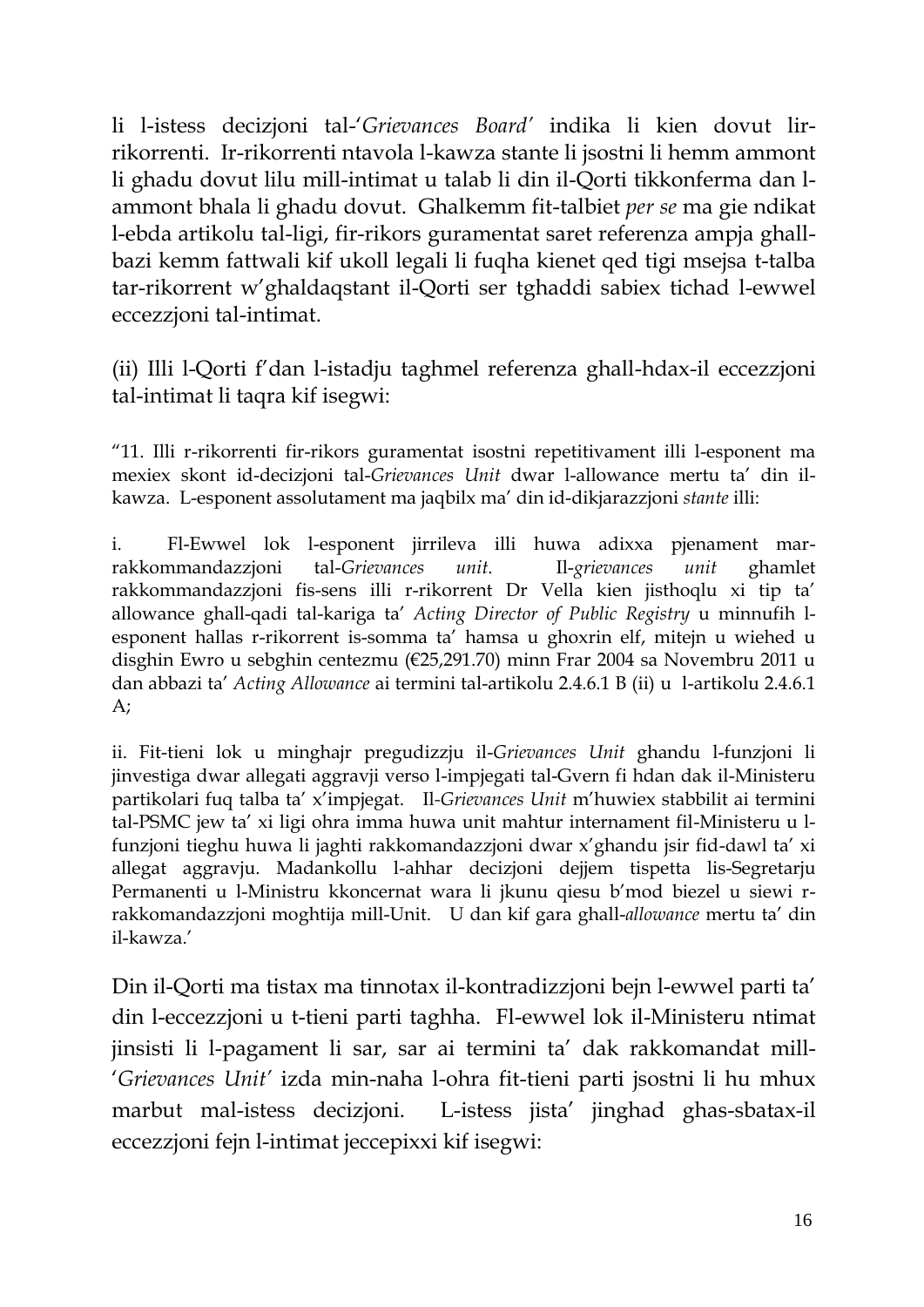li l-istess decizjoni tal-'*Grievances Board*' indika li kien dovut lir-rikorrenti. Ir-rikorrenti ntavola l-kawza stante li jsostni li hemm ammont li ghadu dovut lilu mill-intimat u talab li din il-Qorti tikkonferma dan l-ammont bhala li ghadu dovut. Ghalkemm fit-talbiet *per se* ma gie ndikat l-ebda artikolu tal-ligi, fir-rikors guramentat saret referenza ampja ghall-bazi kemm fattwali kif ukoll legali li fuqha kienet qed tigi msejsa t-talba tar-rikorrent w'ghaldaqstant il-Qorti ser tghaddi sabiex tichad l-ewwel eccezzjoni tal-intimat.

(ii) Illi l-Qorti f'dan l-istadju taghmel referenza ghall-hdax-il eccezzjoni tal-intimat li taqra kif isegwi:

"11. Illi r-rikorrenti fir-rikors guramentat isostni repetitivament illi l-esponent ma mexiex skont id-decizjoni tal-*Grievances Unit* dwar l-allowance mertu ta' din il-kawza. L-esponent assolutament ma jaqbilx ma' din id-dikjarazzjoni *stante* illi:

i. Fl-Ewwel lok l-esponent jirrileva illi huwa adixxa pjenament mar-rakkommandazzjoni tal-*Grievances unit*. Il-*grievances unit* ghamlet rakkommandazzjoni fis-sens illi r-rikorrent Dr Vella kien jisthoqlu xi tip ta' allowance ghall-qadi tal-kariga ta' *Acting Director of Public Registry* u minnufih l-esponent hallas r-rikorrent is-somma ta' hamsa u ghoxrin elf, mitejn u wiehed u disghin Ewro u sebghin centezmu (€25,291.70) minn Frar 2004 sa Novembru 2011 u dan abbazi ta' *Acting Allowance* ai termini tal-artikolu 2.4.6.1 B (ii) u l-artikolu 2.4.6.1 A;

ii. Fit-tieni lok u minghajr pregudizzju il-*Grievances Unit* ghandu l-funzjoni li jinvestiga dwar allegati aggravji verso l-impjegati tal-Gvern fi hdan dak il-Ministeru partikolari fuq talba ta' x'impjegat. Il-*Grievances Unit* m'huwiex stabbilit ai termini tal-PSMC jew ta' xi ligi ohra imma huwa unit mahtur internament fil-Ministeru u l-funzjoni tieghu huwa li jaghti rakkomandazzjoni dwar x'ghandu jsir fid-dawl ta' xi allegat aggravju. Madankollu l-ahhar decizjoni dejjem tispetta lis-Segretarju Permanenti u l-Ministru kkoncernat wara li jkunu qiesu b'mod biezel u siewi r-rakkomandazzjoni moghtija mill-Unit. U dan kif gara ghall-*allowance* mertu ta' din il-kawza.'

Din il-Qorti ma tistax ma tinnotax il-kontradizzjoni bejn l-ewwel parti ta' din l-eccezzjoni u t-tieni parti taghha. Fl-ewwel lok il-Ministeru ntimat jinsisti li l-pagament li sar, sar ai termini ta' dak rakkomandat mill-'*Grievances Unit*' izda min-naha l-ohra fit-tieni parti jsostni li hu mhux marbut mal-istess decizjoni. L-istess jista' jinghad ghas-sbatax-il eccezzjoni fejn l-intimat jeccepixxi kif isegwi: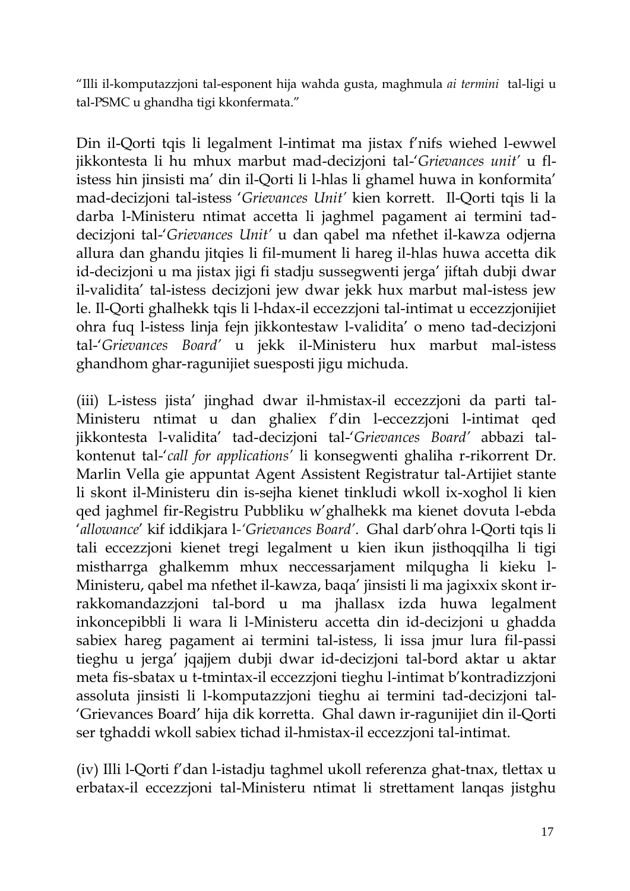"Illi il-komputazzjoni tal-esponent hija wahda gusta, maghmula *ai termini* tal-ligi u tal-PSMC u ghandha tigi kkonfermata."

Din il-Qorti tqis li legalment l-intimat ma jistax f'nifs wiehed l-ewwel jikkontesta li hu mhux marbut mad-decizjoni tal-'*Grievances unit'* u fl-istess hin jinsisti ma' din il-Qorti li l-hlas li ghamel huwa in konformita' mad-decizjoni tal-istess '*Grievances Unit'* kien korrett. Il-Qorti tqis li la darba l-Ministeru ntimat accetta li jaghmel pagament ai termini tad-decizjoni tal-'*Grievances Unit'* u dan qabel ma nfethet il-kawza odjerna allura dan ghandu jitqies li fil-mument li hareg il-hlas huwa accetta dik id-decizjoni u ma jistax jigi fi stadju sussegwenti jerga' jiftah dubji dwar il-validita' tal-istess decizjoni jew dwar jekk hux marbut mal-istess jew le. Il-Qorti ghalhekk tqis li l-hdax-il eccezzjoni tal-intimat u eccezzjonijiet ohra fuq l-istess linja fejn jikkontestaw l-validita' o meno tad-decizjoni tal-'*Grievances Board'* u jekk il-Ministeru hux marbut mal-istess ghandhom ghar-ragunijiet suesposti jigu michuda.

(iii) L-istess jista' jinghad dwar il-hmistax-il eccezzjoni da parti tal-Ministeru ntimat u dan ghaliex f'din l-eccezzjoni l-intimat qed jikkontesta l-validita' tad-decizjoni tal-'*Grievances Board'* abbazi tal-kontenut tal-'*call for applications'* li konsegwenti ghaliha r-rikorrent Dr. Marlin Vella gie appuntat Agent Assistent Registratur tal-Artijiet stante li skont il-Ministeru din is-sejha kienet tinkludi wkoll ix-xoghol li kien qed jaghmel fir-Registru Pubbliku w'ghalhekk ma kienet dovuta l-ebda '*allowance*' kif iddikjara l-'*Grievances Board'*. Ghal darb'ohra l-Qorti tqis li tali eccezzjoni kienet tregi legalment u kien ikun jisthoqqilha li tigi mistharrga ghalkemm mhux neccessarjament milqugha li kieku l-Ministeru, qabel ma nfethet il-kawza, baqa' jinsisti li ma jagixxix skont ir-rakkomandazzjoni tal-bord u ma jhallasx izda huwa legalment inkoncepibbli li wara li l-Ministeru accetta din id-decizjoni u ghadda sabiex hareg pagament ai termini tal-istess, li issa jmur lura fil-passi tieghu u jerga' jqajjem dubji dwar id-decizjoni tal-bord aktar u aktar meta fis-sbatax u t-tmintax-il eccezzjoni tieghu l-intimat b'kontradizzjoni assoluta jinsisti li l-komputazzjoni tieghu ai termini tad-decizjoni tal-'Grievances Board' hija dik korretta. Ghal dawn ir-ragunijiet din il-Qorti ser tghaddi wkoll sabiex tichad il-hmistax-il eccezzjoni tal-intimat.

(iv) Illi l-Qorti f'dan l-istadju taghmel ukoll referenza ghat-tnax, tlettax u erbatax-il eccezzjoni tal-Ministeru ntimat li strettament lanqas jistghu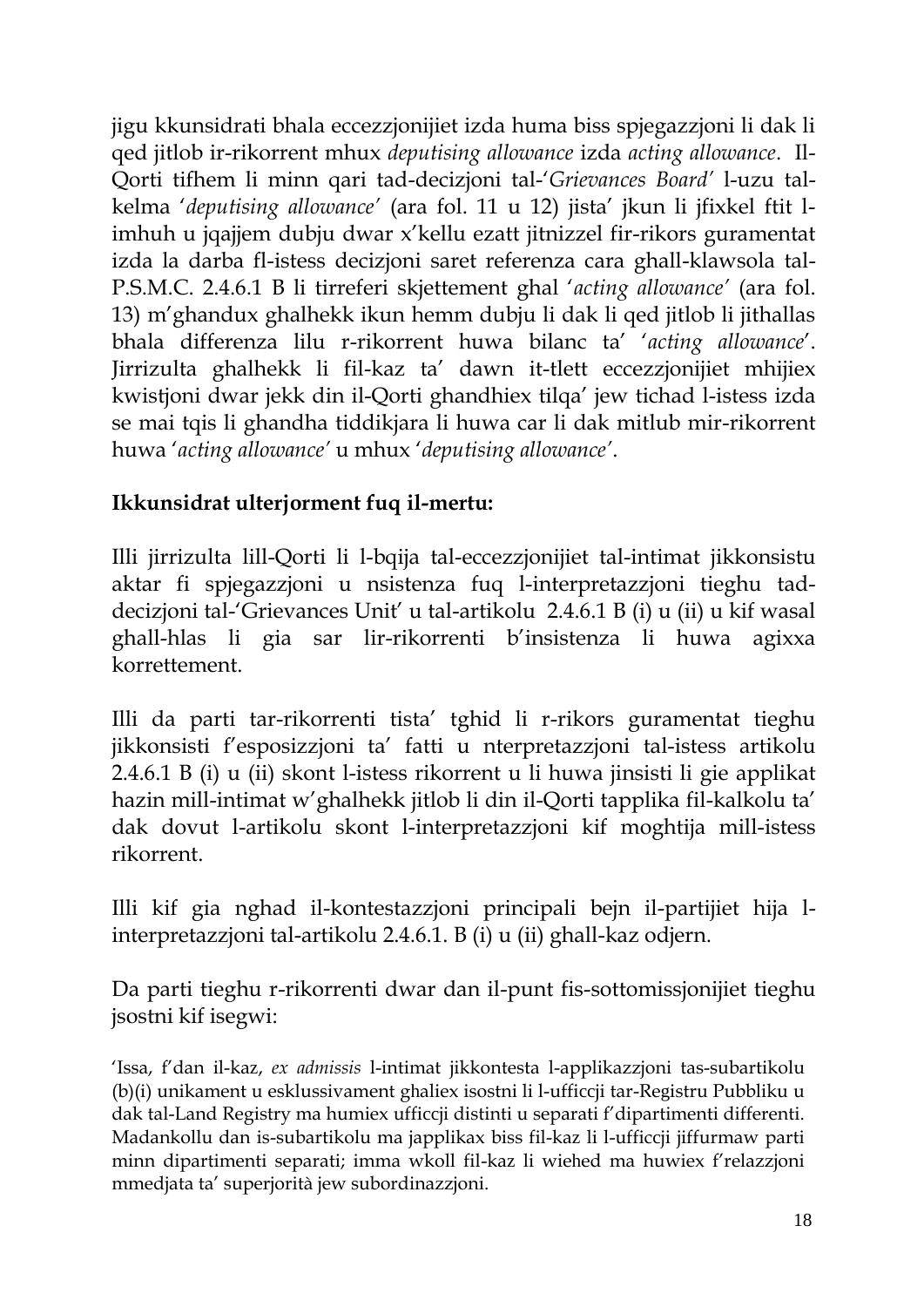jigu kkunsidrati bhala eccezzjonijiet izda huma biss spjegazzjoni li dak li qed jitlob ir-rikorrent mhux *deputising allowance* izda *acting allowance*. Il-Qorti tifhem li minn qari tad-decizjoni tal-'*Grievances Board'* l-uzu tal-kelma '*deputising allowance'* (ara fol. 11 u 12) jista' jkun li jfixkel ftit l-imhuh u jqajjem dubju dwar x'kellu ezatt jitnizzel fir-rikors guramentat izda la darba fl-istess decizjoni saret referenza cara ghall-klawsola tal-P.S.M.C. 2.4.6.1 B li tirreferi skjettement ghal '*acting allowance'* (ara fol. 13) m'ghandux ghalhekk ikun hemm dubju li dak li qed jitlob li jithallas bhala differenza lilu r-rikorrent huwa bilanc ta' '*acting allowance*'. Jirrizulta ghalhekk li fil-kaz ta' dawn it-tlett eccezzjonijiet mhijiex kwistjoni dwar jekk din il-Qorti ghandhiex tilqa' jew tichad l-istess izda se mai tqis li ghandha tiddikjara li huwa car li dak mitlub mir-rikorrent huwa '*acting allowance'* u mhux '*deputising allowance'*.

**Ikkunsidrat ulterjorment fuq il-mertu:**

Illi jirrizulta lill-Qorti li l-bqija tal-eccezzjonijiet tal-intimat jikkonsistu aktar fi spjegazzjoni u nsistenza fuq l-interpretazzjoni tieghu tad-decizjoni tal-'Grievances Unit' u tal-artikolu 2.4.6.1 B (i) u (ii) u kif wasal ghall-hlas li gia sar lir-rikorrenti b'insistenza li huwa agixxa korrettement.

Illi da parti tar-rikorrenti tista' tghid li r-rikors guramentat tieghu jikkonsisti f'esposizzjoni ta' fatti u nterpretazzjoni tal-istess artikolu 2.4.6.1 B (i) u (ii) skont l-istess rikorrent u li huwa jinsisti li gie applikat hazin mill-intimat w'ghalhekk jitlob li din il-Qorti tapplika fil-kalkolu ta' dak dovut l-artikolu skont l-interpretazzjoni kif moghtija mill-istess rikorrent.

Illi kif gia nghad il-kontestazzjoni principali bejn il-partijiet hija l-interpretazzjoni tal-artikolu 2.4.6.1. B (i) u (ii) ghall-kaz odjern.

Da parti tieghu r-rikorrenti dwar dan il-punt fis-sottomissjonijiet tieghu jsostni kif isegwi:

'Issa, f'dan il-kaz, *ex admissis* l-intimat jikkontesta l-applikazzjoni tas-subartikolu (b)(i) unikament u esklussivament ghaliex isostni li l-ufficcji tar-Registru Pubbliku u dak tal-Land Registry ma humiex ufficcji distinti u separati f'dipartimenti differenti. Madankollu dan is-subartikolu ma japplikax biss fil-kaz li l-ufficcji jiffurmaw parti minn dipartimenti separati; imma wkoll fil-kaz li wiehed ma huwiex f'relazzjoni mmedjata ta' superjorità jew subordinazzjoni.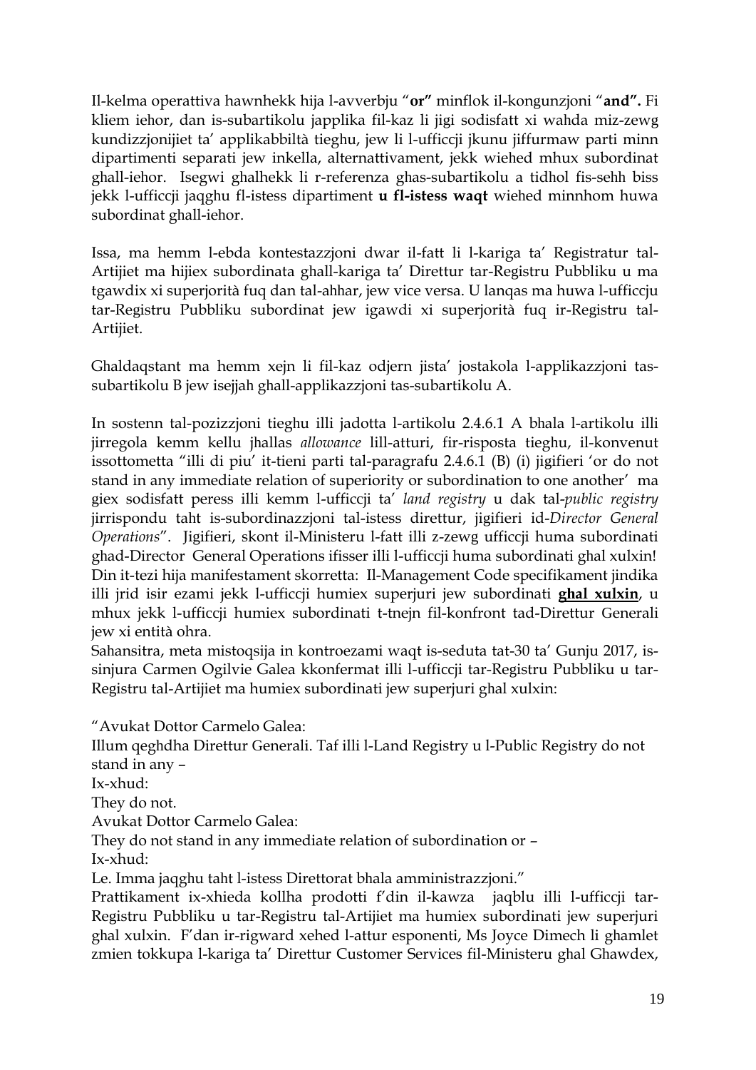Il-kelma operattiva hawnhekk hija l-avverbju "**or"** minflok il-kongunzjoni "**and".** Fi kliem iehor, dan is-subartikolu japplika fil-kaz li jigi sodisfatt xi wahda miz-zewg kundizzjonijiet ta' applikabbiltà tieghu, jew li l-ufficcji jkunu jiffurmaw parti minn dipartimenti separati jew inkella, alternattivament, jekk wiehed mhux subordinat ghall-iehor. Isegwi ghalhekk li r-referenza ghas-subartikolu a tidhol fis-sehh biss jekk l-ufficcji jaqghu fl-istess dipartiment **u fl-istess waqt** wiehed minnhom huwa subordinat ghall-iehor.

Issa, ma hemm l-ebda kontestazzjoni dwar il-fatt li l-kariga ta' Registratur tal-Artijiet ma hijiex subordinata ghall-kariga ta' Direttur tar-Registru Pubbliku u ma tgawdix xi superjorità fuq dan tal-ahhar, jew vice versa. U lanqas ma huwa l-ufficcju tar-Registru Pubbliku subordinat jew igawdi xi superjorità fuq ir-Registru tal-Artijiet.

Ghaldaqstant ma hemm xejn li fil-kaz odjern jista' jostakola l-applikazzjoni tas-subartikolu B jew isejjah ghall-applikazzjoni tas-subartikolu A.

In sostenn tal-pozizzjoni tieghu illi jadotta l-artikolu 2.4.6.1 A bhala l-artikolu illi jirregola kemm kellu jhallas *allowance* lill-atturi, fir-risposta tieghu, il-konvenut issottometta "illi di piu' it-tieni parti tal-paragrafu 2.4.6.1 (B) (i) jigifieri 'or do not stand in any immediate relation of superiority or subordination to one another' ma giex sodisfatt peress illi kemm l-ufficcji ta' *land registry* u dak tal-*public registry* jirrispondu taht is-subordinazzjoni tal-istess direttur, jigifieri id-*Director General Operations*". Jigifieri, skont il-Ministeru l-fatt illi z-zewg ufficcji huma subordinati ghad-Director General Operations ifisser illi l-ufficcji huma subordinati ghal xulxin! Din it-tezi hija manifestament skorretta: Il-Management Code specifikament jindika illi jrid isir ezami jekk l-ufficcji humiex superjuri jew subordinati **ghal xulxin**, u mhux jekk l-ufficcji humiex subordinati t-tnejn fil-konfront tad-Direttur Generali jew xi entità ohra.

Sahansitra, meta mistoqsija in kontroezami waqt is-seduta tat-30 ta' Gunju 2017, is-sinjura Carmen Ogilvie Galea kkonfermat illi l-ufficcji tar-Registru Pubbliku u tar-Registru tal-Artijiet ma humiex subordinati jew superjuri ghal xulxin:

"Avukat Dottor Carmelo Galea:
Illum qeghdha Direttur Generali. Taf illi l-Land Registry u l-Public Registry do not stand in any –
Ix-xhud:
They do not.
Avukat Dottor Carmelo Galea:
They do not stand in any immediate relation of subordination or –
Ix-xhud:
Le. Imma jaqghu taht l-istess Direttorat bhala amministrazzjoni."

Prattikament ix-xhieda kollha prodotti f'din il-kawza jaqblu illi l-ufficcji tar-Registru Pubbliku u tar-Registru tal-Artijiet ma humiex subordinati jew superjuri ghal xulxin. F'dan ir-rigward xehed l-attur esponenti, Ms Joyce Dimech li ghamlet zmien tokkupa l-kariga ta' Direttur Customer Services fil-Ministeru ghal Ghawdex,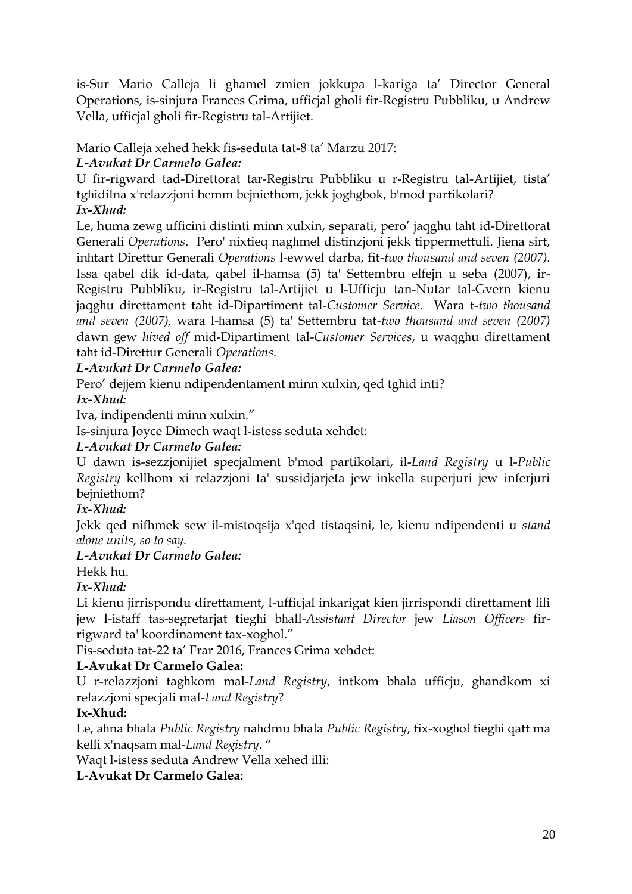is-Sur Mario Calleja li ghamel zmien jokkupa l-kariga ta’ Director General Operations, is-sinjura Frances Grima, ufficjal gholi fir-Registru Pubbliku, u Andrew Vella, ufficjal gholi fir-Registru tal-Artijiet.

Mario Calleja xehed hekk fis-seduta tat-8 ta’ Marzu 2017:

***L-Avukat Dr Carmelo Galea:***

U fir-rigward tad-Direttorat tar-Registru Pubbliku u r-Registru tal-Artijiet, tista’ tghidilna x'relazzjoni hemm bejniethom, jekk joghgbok, b'mod partikolari?

***Ix-Xhud:***

Le, huma zewg ufficini distinti minn xulxin, separati, pero’ jaqghu taht id-Direttorat Generali *Operations*. Pero' nixtieq naghmel distinzjoni jekk tippermettuli. Jiena sirt, inhtart Direttur Generali *Operations* l-ewwel darba, fit-*two thousand and seven (2007).* Issa qabel dik id-data, qabel il-hamsa (5) ta' Settembru elfejn u seba (2007), ir-Registru Pubbliku, ir-Registru tal-Artijiet u l-Ufficju tan-Nutar tal-Gvern kienu jaqghu direttament taht id-Dipartiment tal-*Customer Service.* Wara t-*two thousand and seven (2007),* wara l-hamsa (5) ta' Settembru tat-*two thousand and seven (2007)* dawn gew *hived off* mid-Dipartiment tal-*Customer Services*, u waqghu direttament taht id-Direttur Generali *Operations*.

***L-Avukat Dr Carmelo Galea:***

Pero’ dejjem kienu ndipendentament minn xulxin, qed tghid inti?

***Ix-Xhud:***

Iva, indipendenti minn xulxin.”

Is-sinjura Joyce Dimech waqt l-istess seduta xehdet:

***L-Avukat Dr Carmelo Galea:***

U dawn is-sezzjonijiet specjalment b'mod partikolari, il-*Land Registry* u l-*Public Registry* kellhom xi relazzjoni ta' sussidjarjeta jew inkella superjuri jew inferjuri bejniethom?

***Ix-Xhud:***

Jekk qed nifhmek sew il-mistoqsija x'qed tistaqsini, le, kienu ndipendenti u *stand alone units, so to say.*

***L-Avukat Dr Carmelo Galea:***

Hekk hu.

***Ix-Xhud:***

Li kienu jirrispondu direttament, l-ufficjal inkarigat kien jirrispondi direttament lili jew l-istaff tas-segretarjat tieghi bhall-*Assistant Director* jew *Liason Officers* fir-rigward ta' koordinament tax-xoghol.”

Fis-seduta tat-22 ta’ Frar 2016, Frances Grima xehdet:

**L-Avukat Dr Carmelo Galea:**

U r-relazzjoni taghkom mal-*Land Registry*, intkom bhala ufficju, ghandkom xi relazzjoni specjali mal-*Land Registry*?

**Ix-Xhud:**

Le, ahna bhala *Public Registry* nahdmu bhala *Public Registry*, fix-xoghol tieghi qatt ma kelli x'naqsam mal-*Land Registry*. “

Waqt l-istess seduta Andrew Vella xehed illi:

**L-Avukat Dr Carmelo Galea:**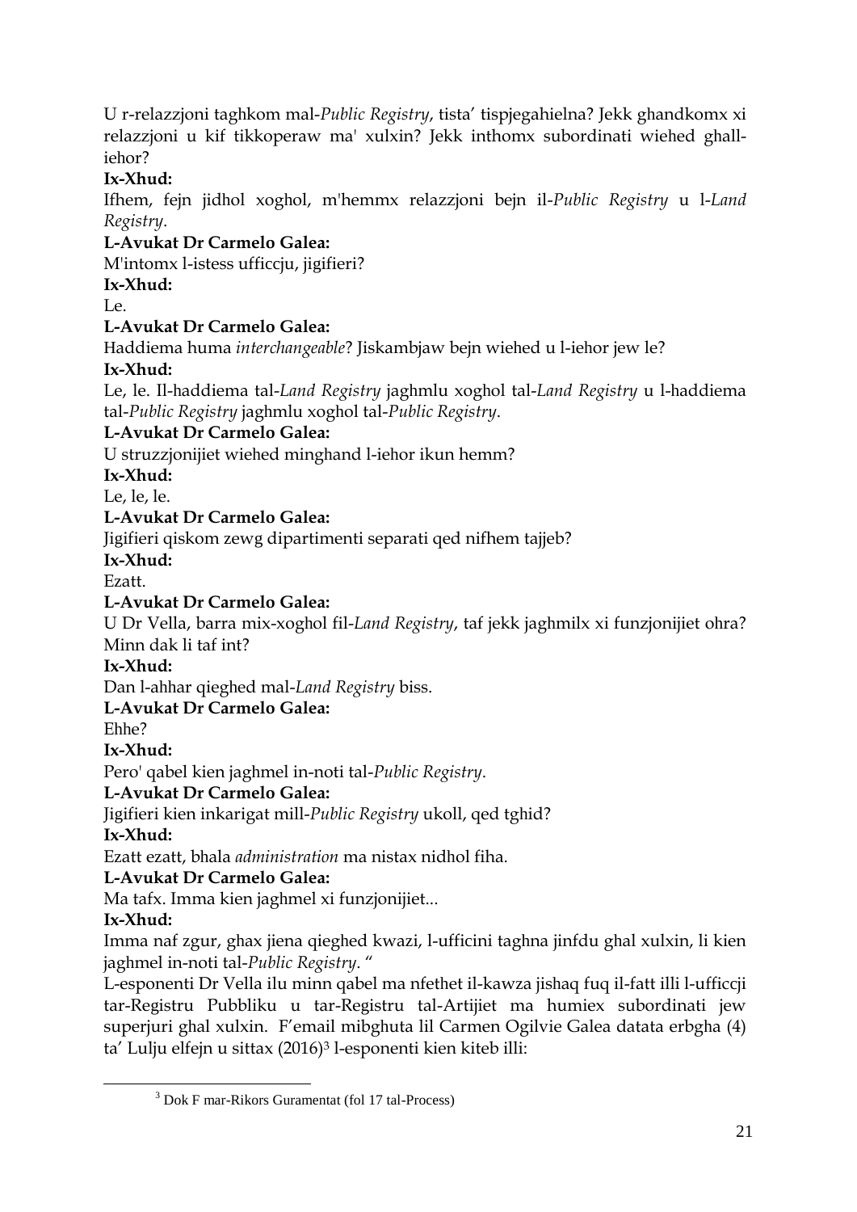U r-relazzjoni taghkom mal-*Public Registry*, tista' tispjegahielna? Jekk ghandkomx xi relazzjoni u kif tikkoperaw ma' xulxin? Jekk inthomx subordinati wiehed ghall-iehor?

**Ix-Xhud:**

Ifhem, fejn jidhol xoghol, m'hemmx relazzjoni bejn il-*Public Registry* u l-*Land Registry*.

**L-Avukat Dr Carmelo Galea:**

M'intomx l-istess ufficcju, jigifieri?

**Ix-Xhud:**

Le.

**L-Avukat Dr Carmelo Galea:**

Haddiema huma *interchangeable*? Jiskambjaw bejn wiehed u l-iehor jew le?

**Ix-Xhud:**

Le, le. Il-haddiema tal-*Land Registry* jaghmlu xoghol tal-*Land Registry* u l-haddiema tal-*Public Registry* jaghmlu xoghol tal-*Public Registry*.

**L-Avukat Dr Carmelo Galea:**

U struzzjonijiet wiehed minghand l-iehor ikun hemm?

**Ix-Xhud:**

Le, le, le.

**L-Avukat Dr Carmelo Galea:**

Jigifieri qiskom zewg dipartimenti separati qed nifhem tajjeb?

**Ix-Xhud:**

Ezatt.

**L-Avukat Dr Carmelo Galea:**

U Dr Vella, barra mix-xoghol fil-*Land Registry*, taf jekk jaghmilx xi funzjonijiet ohra? Minn dak li taf int?

**Ix-Xhud:**

Dan l-ahhar qieghed mal-*Land Registry* biss.

**L-Avukat Dr Carmelo Galea:**

Ehhe?

**Ix-Xhud:**

Pero' qabel kien jaghmel in-noti tal-*Public Registry*.

**L-Avukat Dr Carmelo Galea:**

Jigifieri kien inkarigat mill-*Public Registry* ukoll, qed tghid?

**Ix-Xhud:**

Ezatt ezatt, bhala *administration* ma nistax nidhol fiha.

**L-Avukat Dr Carmelo Galea:**

Ma tafx. Imma kien jaghmel xi funzjonijiet...

**Ix-Xhud:**

Imma naf zgur, ghax jiena qieghed kwazi, l-ufficini taghna jinfdu ghal xulxin, li kien jaghmel in-noti tal-*Public Registry*. "

L-esponenti Dr Vella ilu minn qabel ma nfethet il-kawza jishaq fuq il-fatt illi l-ufficcji tar-Registru Pubbliku u tar-Registru tal-Artijiet ma humiex subordinati jew superjuri ghal xulxin. F'email mibghuta lil Carmen Ogilvie Galea datata erbgha (4) ta' Lulju elfejn u sittax (2016)[3] l-esponenti kien kiteb illi:

[3] Dok F mar-Rikors Guramentat (fol 17 tal-Process)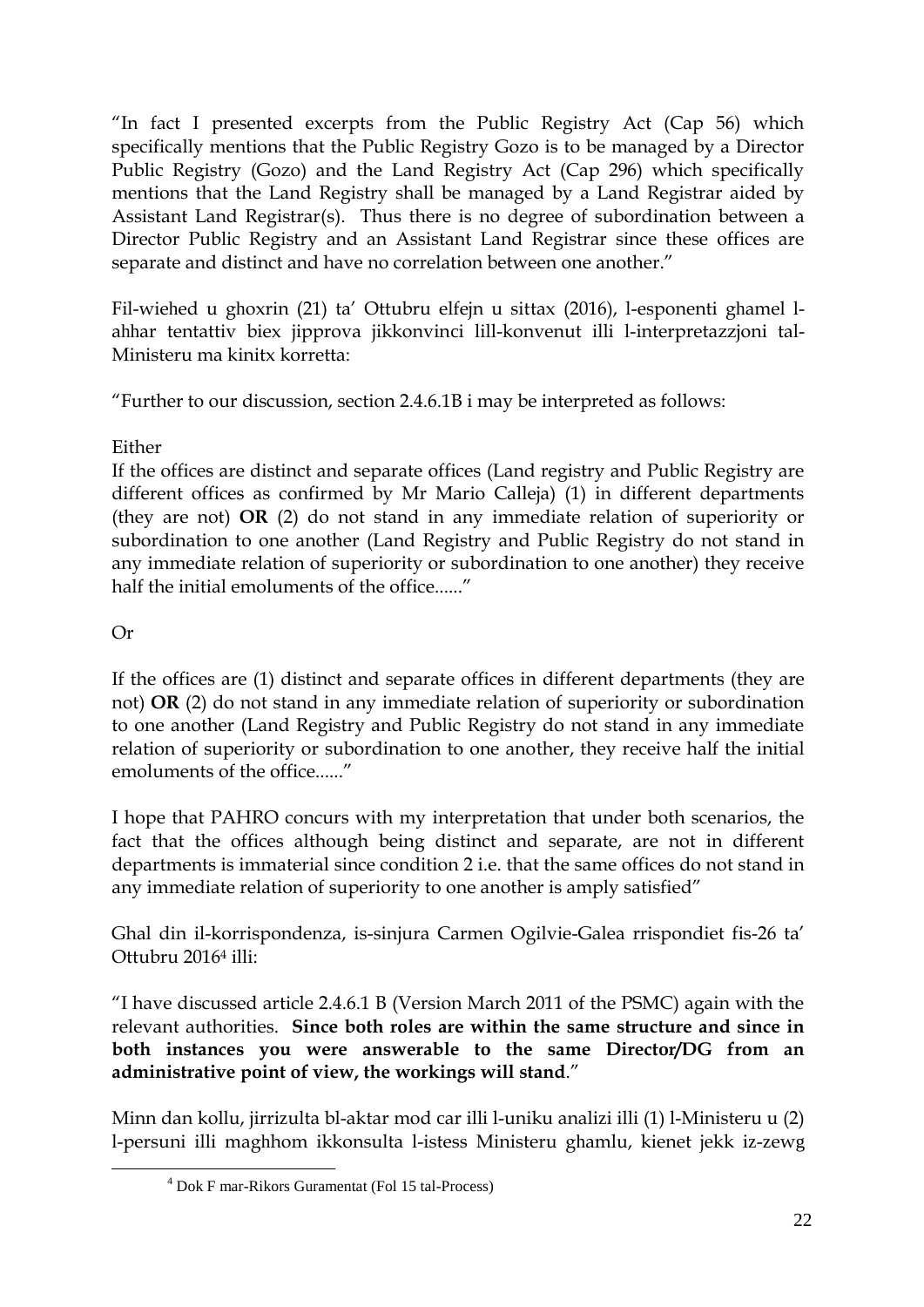"In fact I presented excerpts from the Public Registry Act (Cap 56) which specifically mentions that the Public Registry Gozo is to be managed by a Director Public Registry (Gozo) and the Land Registry Act (Cap 296) which specifically mentions that the Land Registry shall be managed by a Land Registrar aided by Assistant Land Registrar(s). Thus there is no degree of subordination between a Director Public Registry and an Assistant Land Registrar since these offices are separate and distinct and have no correlation between one another."

Fil-wiehed u ghoxrin (21) ta' Ottubru elfejn u sittax (2016), l-esponenti ghamel l-ahhar tentattiv biex jipprova jikkonvinci lill-konvenut illi l-interpretazzjoni tal-Ministeru ma kinitx korretta:

"Further to our discussion, section 2.4.6.1B i may be interpreted as follows:

Either

If the offices are distinct and separate offices (Land registry and Public Registry are different offices as confirmed by Mr Mario Calleja) (1) in different departments (they are not) **OR** (2) do not stand in any immediate relation of superiority or subordination to one another (Land Registry and Public Registry do not stand in any immediate relation of superiority or subordination to one another) they receive half the initial emoluments of the office......"

Or

If the offices are (1) distinct and separate offices in different departments (they are not) **OR** (2) do not stand in any immediate relation of superiority or subordination to one another (Land Registry and Public Registry do not stand in any immediate relation of superiority or subordination to one another, they receive half the initial emoluments of the office......"

I hope that PAHRO concurs with my interpretation that under both scenarios, the fact that the offices although being distinct and separate, are not in different departments is immaterial since condition 2 i.e. that the same offices do not stand in any immediate relation of superiority to one another is amply satisfied"

Ghal din il-korrispondenza, is-sinjura Carmen Ogilvie-Galea rrispondiet fis-26 ta' Ottubru 2016[4] illi:

"I have discussed article 2.4.6.1 B (Version March 2011 of the PSMC) again with the relevant authorities. **Since both roles are within the same structure and since in both instances you were answerable to the same Director/DG from an administrative point of view, the workings will stand**."

Minn dan kollu, jirrizulta bl-aktar mod car illi l-uniku analizi illi (1) l-Ministeru u (2) l-persuni illi maghhom ikkonsulta l-istess Ministeru ghamlu, kienet jekk iz-zewg

[4] Dok F mar-Rikors Guramentat (Fol 15 tal-Process)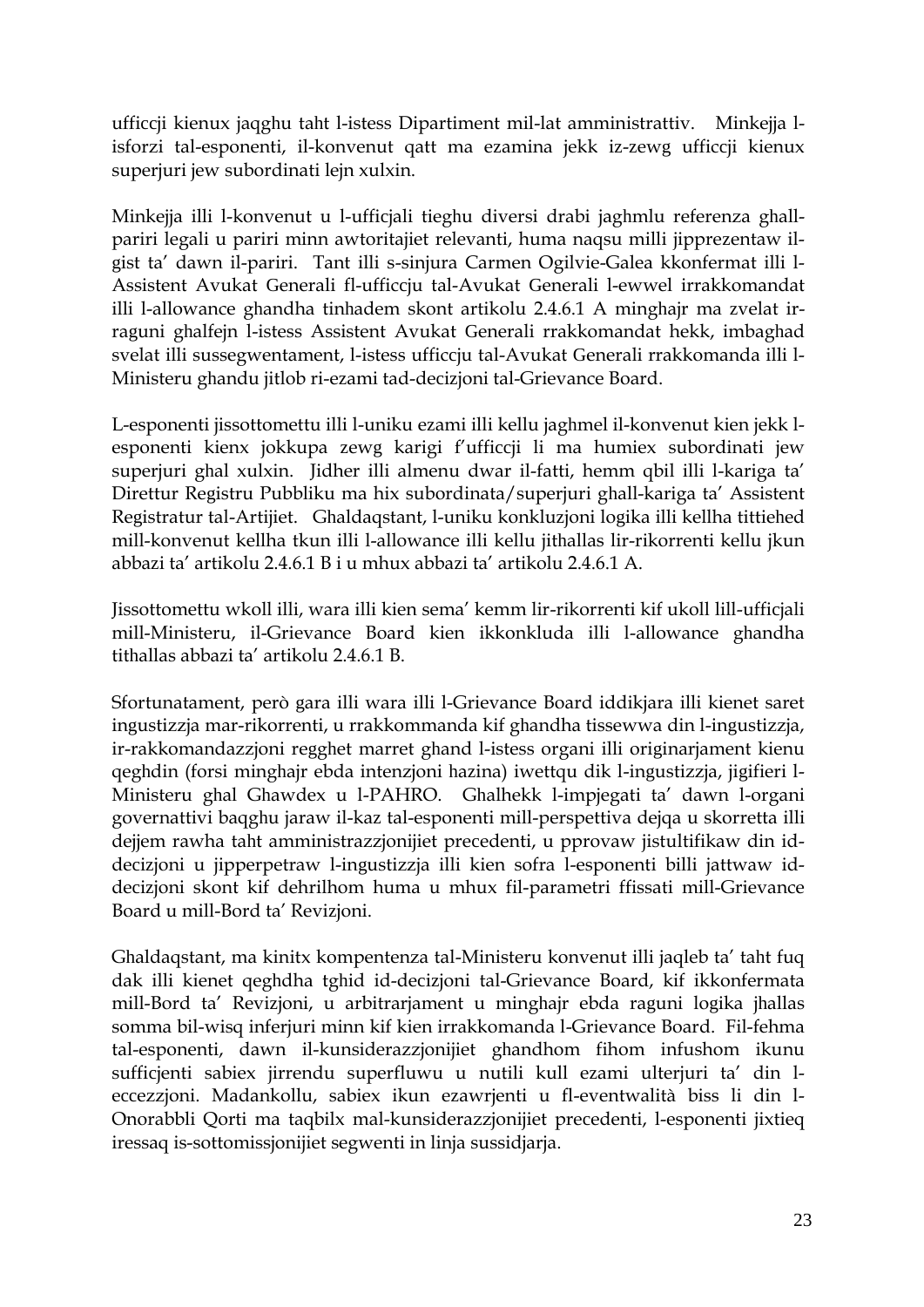ufficcji kienux jaqghu taht l-istess Dipartiment mil-lat amministrattiv. Minkejja l-isforzi tal-esponenti, il-konvenut qatt ma ezamina jekk iz-zewg ufficcji kienux superjuri jew subordinati lejn xulxin.

Minkejja illi l-konvenut u l-ufficjali tieghu diversi drabi jaghmlu referenza ghall-pariri legali u pariri minn awtoritajiet relevanti, huma naqsu milli jipprezentaw il-gist ta' dawn il-pariri. Tant illi s-sinjura Carmen Ogilvie-Galea kkonfermat illi l-Assistent Avukat Generali fl-ufficcju tal-Avukat Generali l-ewwel irrakkomandat illi l-allowance ghandha tinhadem skont artikolu 2.4.6.1 A minghajr ma zvelat ir-raguni ghalfejn l-istess Assistent Avukat Generali rrakkomandat hekk, imbaghad svelat illi sussegwentament, l-istess ufficcju tal-Avukat Generali rrakkomanda illi l-Ministeru ghandu jitlob ri-ezami tad-decizjoni tal-Grievance Board.

L-esponenti jissottomettu illi l-uniku ezami illi kellu jaghmel il-konvenut kien jekk l-esponenti kienx jokkupa zewg karigi f'ufficcji li ma humiex subordinati jew superjuri ghal xulxin. Jidher illi almenu dwar il-fatti, hemm qbil illi l-kariga ta' Direttur Registru Pubbliku ma hix subordinata/superjuri ghall-kariga ta' Assistent Registratur tal-Artijiet. Ghaldaqstant, l-uniku konkluzjoni logika illi kellha tittiehed mill-konvenut kellha tkun illi l-allowance illi kellu jithallas lir-rikorrenti kellu jkun abbazi ta' artikolu 2.4.6.1 B i u mhux abbazi ta' artikolu 2.4.6.1 A.

Jissottomettu wkoll illi, wara illi kien sema' kemm lir-rikorrenti kif ukoll lill-ufficjali mill-Ministeru, il-Grievance Board kien ikkonkluda illi l-allowance ghandha tithallas abbazi ta' artikolu 2.4.6.1 B.

Sfortunatament, però gara illi wara illi l-Grievance Board iddikjara illi kienet saret ingustizzja mar-rikorrenti, u rrakkommanda kif ghandha tissewwa din l-ingustizzja, ir-rakkomandazzjoni regghet marret ghand l-istess organi illi originarjament kienu qeghdin (forsi minghajr ebda intenzjoni hazina) iwettqu dik l-ingustizzja, jigifieri l-Ministeru ghal Ghawdex u l-PAHRO. Ghalhekk l-impjegati ta' dawn l-organi governattivi baqghu jaraw il-kaz tal-esponenti mill-perspettiva dejqa u skorretta illi dejjem rawha taht amministrazzjonijiet precedenti, u pprovaw jistultifikaw din id-decizjoni u jipperpetraw l-ingustizzja illi kien sofra l-esponenti billi jattwaw id-decizjoni skont kif dehrilhom huma u mhux fil-parametri ffissati mill-Grievance Board u mill-Bord ta' Revizjoni.

Ghaldaqstant, ma kinitx kompentenza tal-Ministeru konvenut illi jaqleb ta' taht fuq dak illi kienet qeghdha tghid id-decizjoni tal-Grievance Board, kif ikkonfermata mill-Bord ta' Revizjoni, u arbitrarjament u minghajr ebda raguni logika jhallas somma bil-wisq inferjuri minn kif kien irrakkomanda l-Grievance Board. Fil-fehma tal-esponenti, dawn il-kunsiderazzjonijiet ghandhom fihom infushom ikunu sufficjenti sabiex jirrendu superfluwu u nutili kull ezami ulterjuri ta' din l-eccezzjoni. Madankollu, sabiex ikun ezawrjenti u fl-eventwalità biss li din l-Onorabbli Qorti ma taqbilx mal-kunsiderazzjonijiet precedenti, l-esponenti jixtieq iressaq is-sottomissjonijiet segwenti in linja sussidjarja.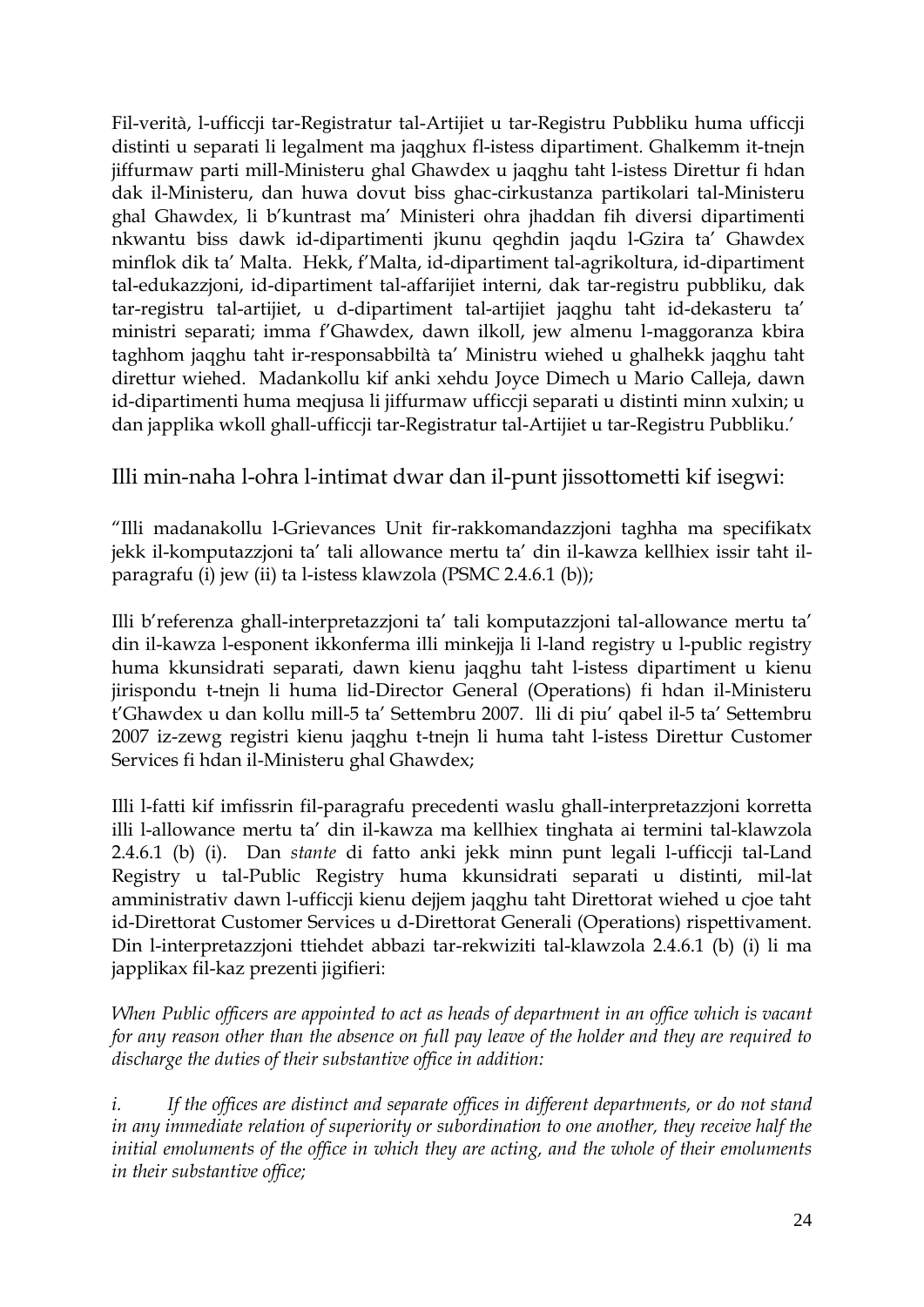Fil-verità, l-ufficcji tar-Registratur tal-Artijiet u tar-Registru Pubbliku huma ufficcji distinti u separati li legalment ma jaqghux fl-istess dipartiment. Ghalkemm it-tnejn jiffurmaw parti mill-Ministeru ghal Ghawdex u jaqghu taht l-istess Direttur fi hdan dak il-Ministeru, dan huwa dovut biss ghac-cirkustanza partikolari tal-Ministeru ghal Ghawdex, li b'kuntrast ma' Ministeri ohra jhaddan fih diversi dipartimenti nkwantu biss dawk id-dipartimenti jkunu qeghdin jaqdu l-Gzira ta' Ghawdex minflok dik ta' Malta. Hekk, f'Malta, id-dipartiment tal-agrikoltura, id-dipartiment tal-edukazzjoni, id-dipartiment tal-affarijiet interni, dak tar-registru pubbliku, dak tar-registru tal-artijiet, u d-dipartiment tal-artijiet jaqghu taht id-dekasteru ta' ministri separati; imma f'Ghawdex, dawn ilkoll, jew almenu l-maggoranza kbira taghhom jaqghu taht ir-responsabbiltà ta' Ministru wiehed u ghalhekk jaqghu taht direttur wiehed. Madankollu kif anki xehdu Joyce Dimech u Mario Calleja, dawn id-dipartimenti huma meqjusa li jiffurmaw ufficcji separati u distinti minn xulxin; u dan japplika wkoll ghall-ufficcji tar-Registratur tal-Artijiet u tar-Registru Pubbliku.'

Illi min-naha l-ohra l-intimat dwar dan il-punt jissottometti kif isegwi:

"Illi madanakollu l-Grievances Unit fir-rakkomandazzjoni taghha ma specifikatx jekk il-komputazzjoni ta' tali allowance mertu ta' din il-kawza kellhiex issir taht il-paragrafu (i) jew (ii) ta l-istess klawzola (PSMC 2.4.6.1 (b));

Illi b'referenza ghall-interpretazzjoni ta' tali komputazzjoni tal-allowance mertu ta' din il-kawza l-esponent ikkonferma illi minkejja li l-land registry u l-public registry huma kkunsidrati separati, dawn kienu jaqghu taht l-istess dipartiment u kienu jirispondu t-tnejn li huma lid-Director General (Operations) fi hdan il-Ministeru t'Ghawdex u dan kollu mill-5 ta' Settembru 2007. Ili di piu' qabel il-5 ta' Settembru 2007 iz-zewg registri kienu jaqghu t-tnejn li huma taht l-istess Direttur Customer Services fi hdan il-Ministeru ghal Ghawdex;

Illi l-fatti kif imfissrin fil-paragrafu precedenti waslu ghall-interpretazzjoni korretta illi l-allowance mertu ta' din il-kawza ma kellhiex tinghata ai termini tal-klawzola 2.4.6.1 (b) (i). Dan *stante* di fatto anki jekk minn punt legali l-ufficcji tal-Land Registry u tal-Public Registry huma kkunsidrati separati u distinti, mil-lat amministrativ dawn l-ufficcji kienu dejjem jaqghu taht Direttorat wiehed u cjoe taht id-Direttorat Customer Services u d-Direttorat Generali (Operations) rispettivament. Din l-interpretazzjoni ttiehdet abbazi tar-rekwiziti tal-klawzola 2.4.6.1 (b) (i) li ma japplikax fil-kaz prezenti jigifieri:

*When Public officers are appointed to act as heads of department in an office which is vacant for any reason other than the absence on full pay leave of the holder and they are required to discharge the duties of their substantive office in addition:*

*i. If the offices are distinct and separate offices in different departments, or do not stand in any immediate relation of superiority or subordination to one another, they receive half the initial emoluments of the office in which they are acting, and the whole of their emoluments in their substantive office;*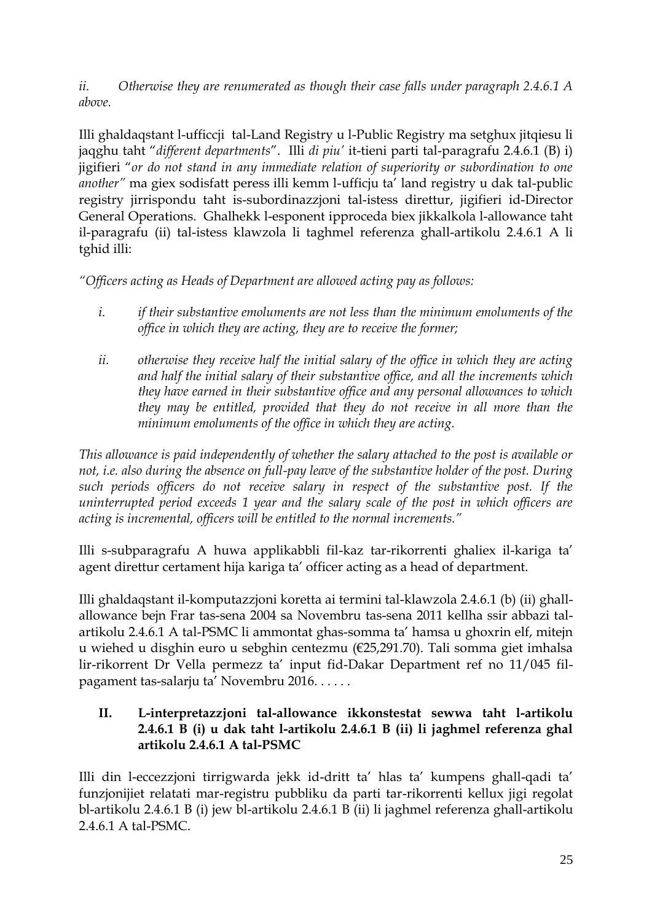*ii. Otherwise they are renumerated as though their case falls under paragraph 2.4.6.1 A above.*

Illi ghaldaqstant l-ufficcji tal-Land Registry u l-Public Registry ma setghux jitqiesu li jaqghu taht "*different departments*". Illi *di piu'* it-tieni parti tal-paragrafu 2.4.6.1 (B) i) jigifieri "*or do not stand in any immediate relation of superiority or subordination to one another"* ma giex sodisfatt peress illi kemm l-ufficju ta' land registry u dak tal-public registry jirrispondu taht is-subordinazzjoni tal-istess direttur, jigifieri id-Director General Operations. Ghalhekk l-esponent ipproceda biex jikkalkola l-allowance taht il-paragrafu (ii) tal-istess klawzola li taghmel referenza ghall-artikolu 2.4.6.1 A li tghid illi:

*"Officers acting as Heads of Department are allowed acting pay as follows:*

*i. if their substantive emoluments are not less than the minimum emoluments of the office in which they are acting, they are to receive the former;*

*ii. otherwise they receive half the initial salary of the office in which they are acting and half the initial salary of their substantive office, and all the increments which they have earned in their substantive office and any personal allowances to which they may be entitled, provided that they do not receive in all more than the minimum emoluments of the office in which they are acting.*

*This allowance is paid independently of whether the salary attached to the post is available or not, i.e. also during the absence on full-pay leave of the substantive holder of the post. During such periods officers do not receive salary in respect of the substantive post. If the uninterrupted period exceeds 1 year and the salary scale of the post in which officers are acting is incremental, officers will be entitled to the normal increments."*

Illi s-subparagrafu A huwa applikabbli fil-kaz tar-rikorrenti ghaliex il-kariga ta' agent direttur certament hija kariga ta' officer acting as a head of department.

Illi ghaldaqstant il-komputazzjoni koretta ai termini tal-klawzola 2.4.6.1 (b) (ii) ghall-allowance bejn Frar tas-sena 2004 sa Novembru tas-sena 2011 kellha ssir abbazi tal-artikolu 2.4.6.1 A tal-PSMC li ammontat ghas-somma ta' hamsa u ghoxrin elf, mitejn u wiehed u disghin euro u sebghin centezmu (€25,291.70). Tali somma giet imhalsa lir-rikorrent Dr Vella permezz ta' input fid-Dakar Department ref no 11/045 fil-pagament tas-salarju ta' Novembru 2016. . . . . .

**II. L-interpretazzjoni tal-allowance ikkonstestat sewwa taht l-artikolu 2.4.6.1 B (i) u dak taht l-artikolu 2.4.6.1 B (ii) li jaghmel referenza ghal artikolu 2.4.6.1 A tal-PSMC**

Illi din l-eccezzjoni tirrigwarda jekk id-dritt ta' hlas ta' kumpens ghall-qadi ta' funzjonijiet relatati mar-registru pubbliku da parti tar-rikorrenti kellux jigi regolat bl-artikolu 2.4.6.1 B (i) jew bl-artikolu 2.4.6.1 B (ii) li jaghmel referenza ghall-artikolu 2.4.6.1 A tal-PSMC.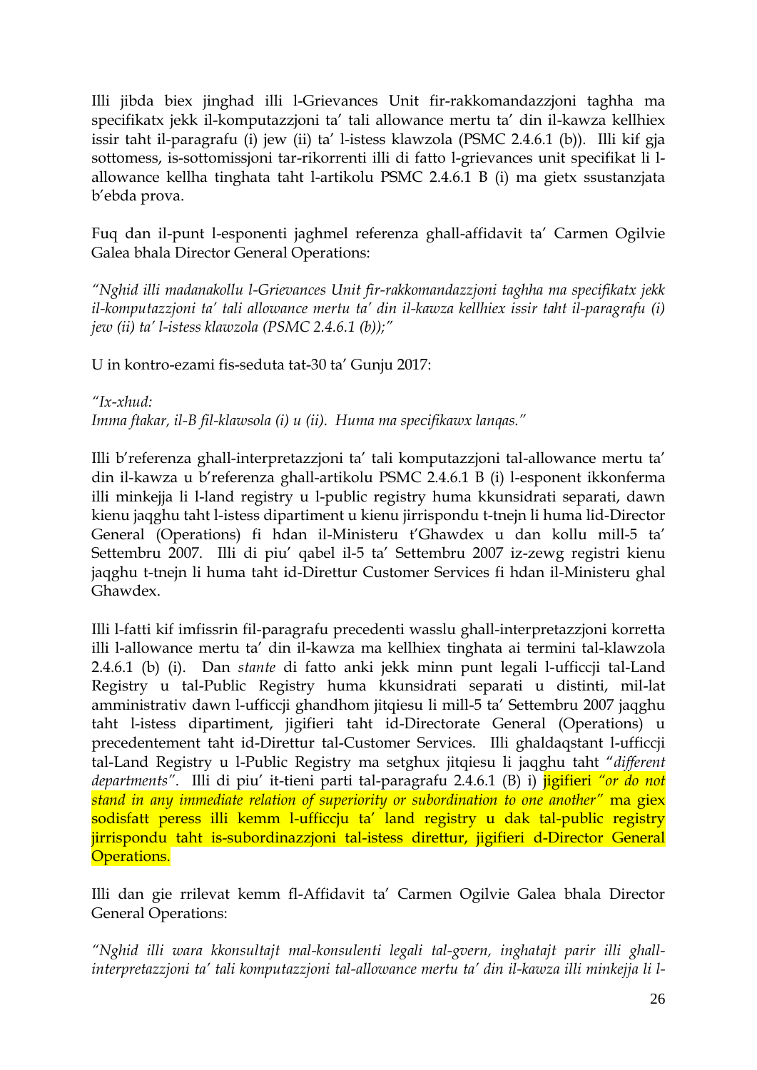Illi jibda biex jinghad illi l-Grievances Unit fir-rakkomandazzjoni taghha ma specifikatx jekk il-komputazzjoni ta' tali allowance mertu ta' din il-kawza kellhiex issir taht il-paragrafu (i) jew (ii) ta' l-istess klawzola (PSMC 2.4.6.1 (b)). Illi kif gja sottomess, is-sottomissjoni tar-rikorrenti illi di fatto l-grievances unit specifikat li l-allowance kellha tinghata taht l-artikolu PSMC 2.4.6.1 B (i) ma gietx ssustanzjata b'ebda prova.

Fuq dan il-punt l-esponenti jaghmel referenza ghall-affidavit ta' Carmen Ogilvie Galea bhala Director General Operations:

*"Nghid illi madanakollu l-Grievances Unit fir-rakkomandazzjoni taghha ma specifikatx jekk il-komputazzjoni ta' tali allowance mertu ta' din il-kawza kellhiex issir taht il-paragrafu (i) jew (ii) ta' l-istess klawzola (PSMC 2.4.6.1 (b));"*

U in kontro-ezami fis-seduta tat-30 ta' Gunju 2017:

*"Ix-xhud:*
*Imma ftakar, il-B fil-klawsola (i) u (ii). Huma ma specifikawx lanqas."*

Illi b'referenza ghall-interpretazzjoni ta' tali komputazzjoni tal-allowance mertu ta' din il-kawza u b'referenza ghall-artikolu PSMC 2.4.6.1 B (i) l-esponent ikkonferma illi minkejja li l-land registry u l-public registry huma kkunsidrati separati, dawn kienu jaqghu taht l-istess dipartiment u kienu jirrispondu t-tnejn li huma lid-Director General (Operations) fi hdan il-Ministeru t'Ghawdex u dan kollu mill-5 ta' Settembru 2007. Illi di piu' qabel il-5 ta' Settembru 2007 iz-zewg registri kienu jaqghu t-tnejn li huma taht id-Direttur Customer Services fi hdan il-Ministeru ghal Ghawdex.

Illi l-fatti kif imfissrin fil-paragrafu precedenti wasslu ghall-interpretazzjoni korretta illi l-allowance mertu ta' din il-kawza ma kellhiex tinghata ai termini tal-klawzola 2.4.6.1 (b) (i). Dan *stante* di fatto anki jekk minn punt legali l-ufficcji tal-Land Registry u tal-Public Registry huma kkunsidrati separati u distinti, mil-lat amministrativ dawn l-ufficcji ghandhom jitqiesu li mill-5 ta' Settembru 2007 jaqghu taht l-istess dipartiment, jigifieri taht id-Directorate General (Operations) u precedentement taht id-Direttur tal-Customer Services. Illi ghaldaqstant l-ufficcji tal-Land Registry u l-Public Registry ma setghux jitqiesu li jaqghu taht "*different departments*". Illi di piu' it-tieni parti tal-paragrafu 2.4.6.1 (B) i) jigifieri *"or do not stand in any immediate relation of superiority or subordination to one another"* ma giex sodisfatt peress illi kemm l-ufficcju ta' land registry u dak tal-public registry jirrispondu taht is-subordinazzjoni tal-istess direttur, jigifieri d-Director General Operations.

Illi dan gie rrilevat kemm fl-Affidavit ta' Carmen Ogilvie Galea bhala Director General Operations:

*"Nghid illi wara kkonsultajt mal-konsulenti legali tal-gvern, inghatajt parir illi ghall-interpretazzjoni ta' tali komputazzjoni tal-allowance mertu ta' din il-kawza illi minkejja li l-*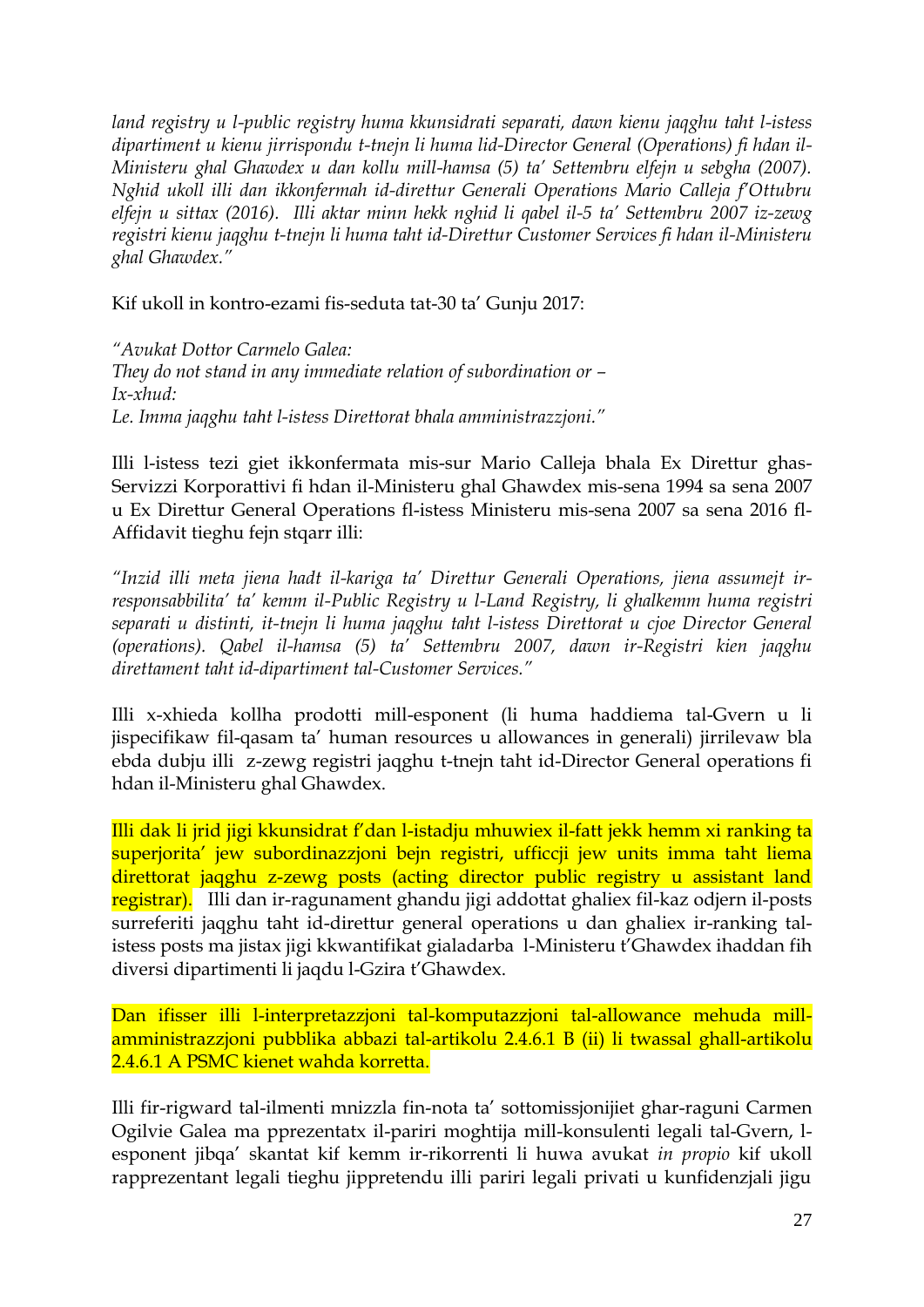*land registry u l-public registry huma kkunsidrati separati, dawn kienu jaqghu taht l-istess dipartiment u kienu jirrispondu t-tnejn li huma lid-Director General (Operations) fi hdan il-Ministeru ghal Ghawdex u dan kollu mill-hamsa (5) ta' Settembru elfejn u sebgha (2007). Nghid ukoll illi dan ikkonfermah id-direttur Generali Operations Mario Calleja f'Ottubru elfejn u sittax (2016). Illi aktar minn hekk nghid li qabel il-5 ta' Settembru 2007 iz-zewg registri kienu jaqghu t-tnejn li huma taht id-Direttur Customer Services fi hdan il-Ministeru ghal Ghawdex."*

Kif ukoll in kontro-ezami fis-seduta tat-30 ta' Gunju 2017:

*"Avukat Dottor Carmelo Galea:*
*They do not stand in any immediate relation of subordination or –*
*Ix-xhud:*
*Le. Imma jaqghu taht l-istess Direttorat bhala amministrazzjoni."*

Illi l-istess tezi giet ikkonfermata mis-sur Mario Calleja bhala Ex Direttur ghas-Servizzi Korporattivi fi hdan il-Ministeru ghal Ghawdex mis-sena 1994 sa sena 2007 u Ex Direttur General Operations fl-istess Ministeru mis-sena 2007 sa sena 2016 fl-Affidavit tieghu fejn stqarr illi:

*"Inzid illi meta jiena hadt il-kariga ta' Direttur Generali Operations, jiena assumejt ir-responsabbilita' ta' kemm il-Public Registry u l-Land Registry, li ghalkemm huma registri separati u distinti, it-tnejn li huma jaqghu taht l-istess Direttorat u cjoe Director General (operations). Qabel il-hamsa (5) ta' Settembru 2007, dawn ir-Registri kien jaqghu direttament taht id-dipartiment tal-Customer Services."*

Illi x-xhieda kollha prodotti mill-esponent (li huma haddiema tal-Gvern u li jispecifikaw fil-qasam ta' human resources u allowances in generali) jirrilevaw bla ebda dubju illi z-zewg registri jaqghu t-tnejn taht id-Director General operations fi hdan il-Ministeru ghal Ghawdex.

Illi dak li jrid jigi kkunsidrat f'dan l-istadju mhuwiex il-fatt jekk hemm xi ranking ta superjorita' jew subordinazzjoni bejn registri, ufficcji jew units imma taht liema direttorat jaqghu z-zewg posts (acting director public registry u assistant land registrar). Illi dan ir-ragunament ghandu jigi addottat ghaliex fil-kaz odjern il-posts surreferiti jaqghu taht id-direttur general operations u dan ghaliex ir-ranking tal-istess posts ma jistax jigi kkwantifikat gialadarba l-Ministeru t'Ghawdex ihaddan fih diversi dipartimenti li jaqdu l-Gzira t'Ghawdex.

Dan ifisser illi l-interpretazzjoni tal-komputazzjoni tal-allowance mehuda mill-amministrazzjoni pubblika abbazi tal-artikolu 2.4.6.1 B (ii) li twassal ghall-artikolu 2.4.6.1 A PSMC kienet wahda korretta.

Illi fir-rigward tal-ilmenti mnizzla fin-nota ta' sottomissjonijiet ghar-raguni Carmen Ogilvie Galea ma pprezentatx il-pariri moghtija mill-konsulenti legali tal-Gvern, l-esponent jibqa' skantat kif kemm ir-rikorrenti li huwa avukat *in propio* kif ukoll rapprezentant legali tieghu jippretendu illi pariri legali privati u kunfidenzjali jigu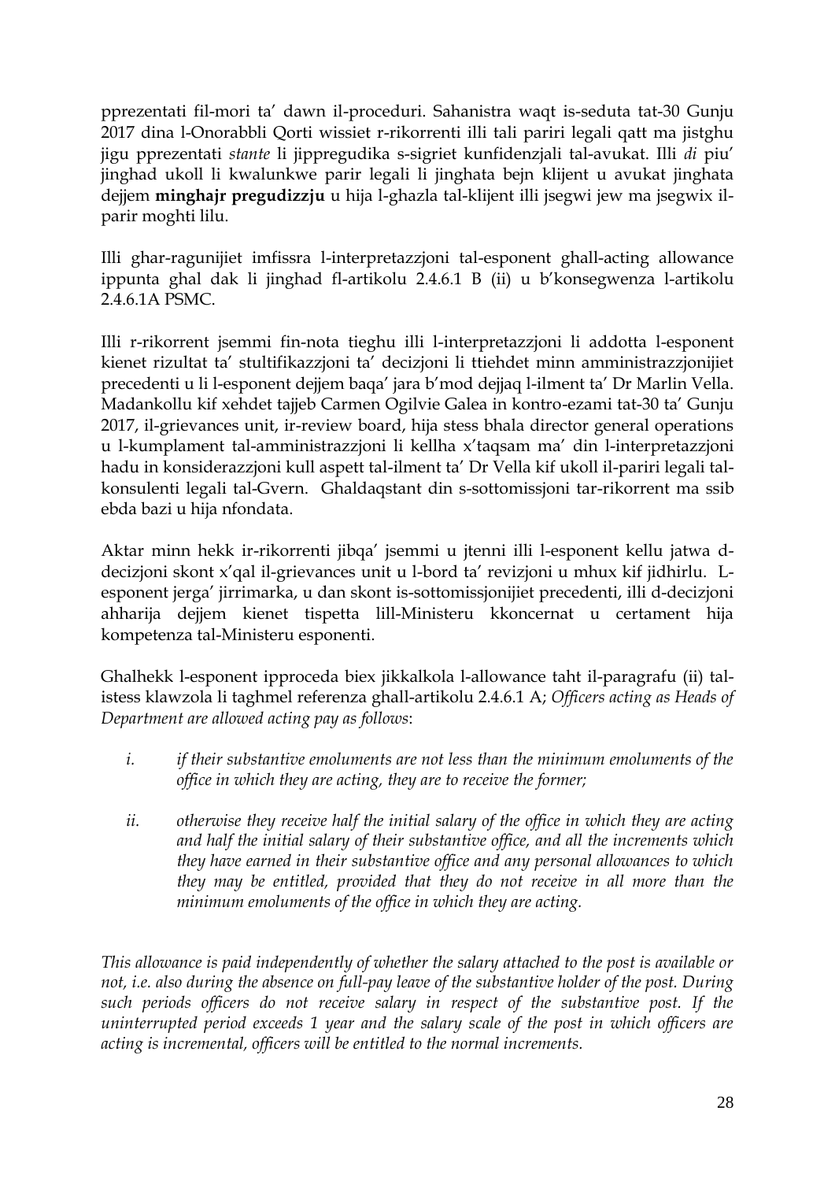pprezentati fil-mori ta' dawn il-proceduri. Sahanistra waqt is-seduta tat-30 Gunju 2017 dina l-Onorabbli Qorti wissiet r-rikorrenti illi tali pariri legali qatt ma jistghu jigu pprezentati *stante* li jippregudika s-sigriet kunfidenzjali tal-avukat. Illi *di* piu' jinghad ukoll li kwalunkwe parir legali li jinghata bejn klijent u avukat jinghata dejjem **minghajr pregudizzju** u hija l-ghazla tal-klijent illi jsegwi jew ma jsegwix il-parir moghti lilu.

Illi ghar-ragunijiet imfissra l-interpretazzjoni tal-esponent ghall-acting allowance ippunta ghal dak li jinghad fl-artikolu 2.4.6.1 B (ii) u b'konsegwenza l-artikolu 2.4.6.1A PSMC.

Illi r-rikorrent jsemmi fin-nota tieghu illi l-interpretazzjoni li addotta l-esponent kienet rizultat ta' stultifikazzjoni ta' decizjoni li ttiehdet minn amministrazzjonijiet precedenti u li l-esponent dejjem baqa' jara b'mod dejjaq l-ilment ta' Dr Marlin Vella. Madankollu kif xehdet tajjeb Carmen Ogilvie Galea in kontro-ezami tat-30 ta' Gunju 2017, il-grievances unit, ir-review board, hija stess bhala director general operations u l-kumplament tal-amministrazzjoni li kellha x'taqsam ma' din l-interpretazzjoni hadu in konsiderazzjoni kull aspett tal-ilment ta' Dr Vella kif ukoll il-pariri legali tal-konsulenti legali tal-Gvern. Ghaldaqstant din s-sottomissjoni tar-rikorrent ma ssib ebda bazi u hija nfondata.

Aktar minn hekk ir-rikorrenti jibqa' jsemmi u jtenni illi l-esponent kellu jatwa d-decizjoni skont x'qal il-grievances unit u l-bord ta' revizjoni u mhux kif jidhirlu. L-esponent jerga' jirrimarka, u dan skont is-sottomissjonijiet precedenti, illi d-decizjoni ahharija dejjem kienet tispetta lill-Ministeru kkoncernat u certament hija kompetenza tal-Ministeru esponenti.

Ghalhekk l-esponent ipproceda biex jikkalkola l-allowance taht il-paragrafu (ii) tal-istess klawzola li taghmel referenza ghall-artikolu 2.4.6.1 A; *Officers acting as Heads of Department are allowed acting pay as follows*:

*i. if their substantive emoluments are not less than the minimum emoluments of the office in which they are acting, they are to receive the former;*

*ii. otherwise they receive half the initial salary of the office in which they are acting and half the initial salary of their substantive office, and all the increments which they have earned in their substantive office and any personal allowances to which they may be entitled, provided that they do not receive in all more than the minimum emoluments of the office in which they are acting.*

*This allowance is paid independently of whether the salary attached to the post is available or not, i.e. also during the absence on full-pay leave of the substantive holder of the post. During such periods officers do not receive salary in respect of the substantive post. If the uninterrupted period exceeds 1 year and the salary scale of the post in which officers are acting is incremental, officers will be entitled to the normal increments.*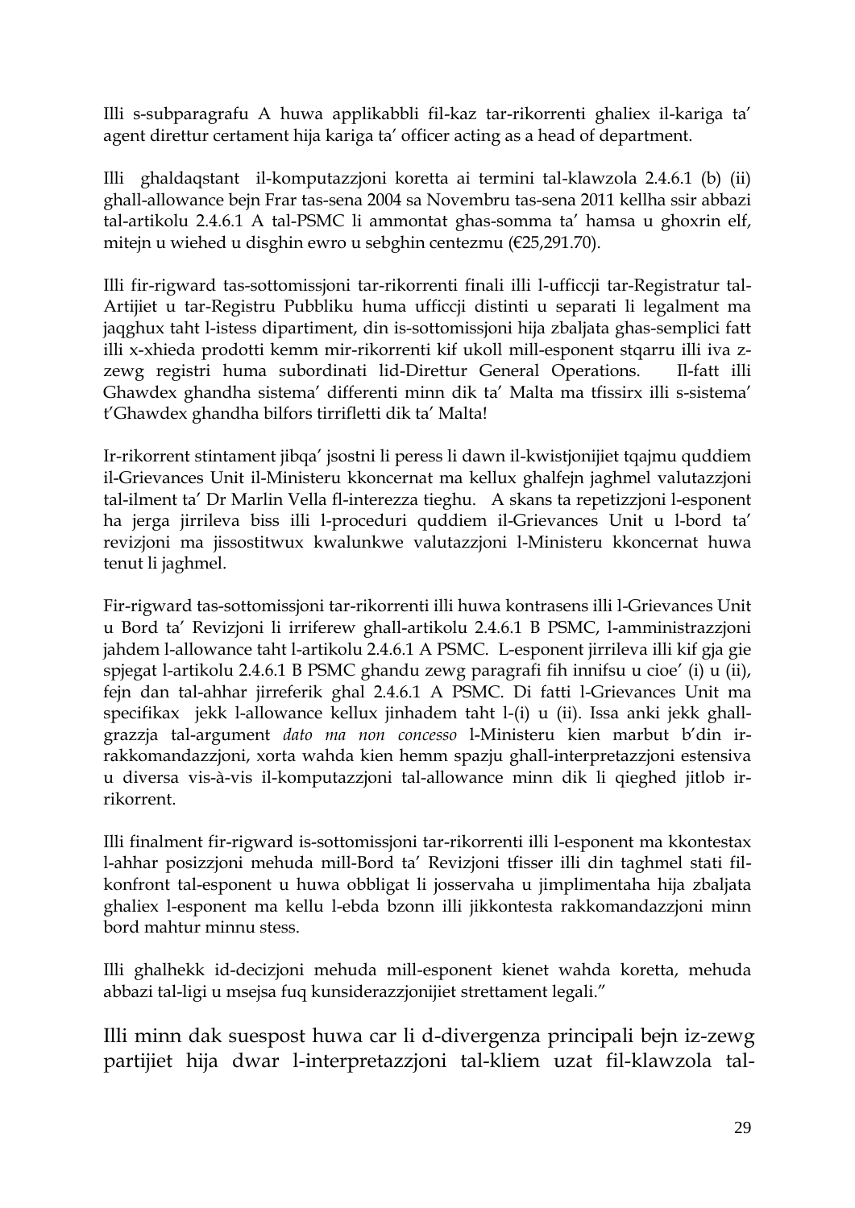Illi s-subparagrafu A huwa applikabbli fil-kaz tar-rikorrenti ghaliex il-kariga ta' agent direttur certament hija kariga ta' officer acting as a head of department.

Illi ghaldaqstant il-komputazzjoni koretta ai termini tal-klawzola 2.4.6.1 (b) (ii) ghall-allowance bejn Frar tas-sena 2004 sa Novembru tas-sena 2011 kellha ssir abbazi tal-artikolu 2.4.6.1 A tal-PSMC li ammontat ghas-somma ta' hamsa u ghoxrin elf, mitejn u wiehed u disghin ewro u sebghin centezmu (€25,291.70).

Illi fir-rigward tas-sottomissjoni tar-rikorrenti finali illi l-ufficcji tar-Registratur tal-Artijiet u tar-Registru Pubbliku huma ufficcji distinti u separati li legalment ma jaqghux taht l-istess dipartiment, din is-sottomissjoni hija zbaljata ghas-semplici fatt illi x-xhieda prodotti kemm mir-rikorrenti kif ukoll mill-esponent stqarru illi iva z-zewg registri huma subordinati lid-Direttur General Operations. Il-fatt illi Ghawdex ghandha sistema' differenti minn dik ta' Malta ma tfissirx illi s-sistema' t'Ghawdex ghandha bilfors tirrifletti dik ta' Malta!

Ir-rikorrent stintament jibqa' jsostni li peress li dawn il-kwistjonijiet tqajmu quddiem il-Grievances Unit il-Ministeru kkoncernat ma kellux ghalfejn jaghmel valutazzjoni tal-ilment ta' Dr Marlin Vella fl-interezza tieghu. A skans ta repetizzjoni l-esponent ha jerga jirrileva biss illi l-proceduri quddiem il-Grievances Unit u l-bord ta' revizjoni ma jissostitwux kwalunkwe valutazzjoni l-Ministeru kkoncernat huwa tenut li jaghmel.

Fir-rigward tas-sottomissjoni tar-rikorrenti illi huwa kontrasens illi l-Grievances Unit u Bord ta' Revizjoni li irriferew ghall-artikolu 2.4.6.1 B PSMC, l-amministrazzjoni jahdem l-allowance taht l-artikolu 2.4.6.1 A PSMC. L-esponent jirrileva illi kif gja gie spjegat l-artikolu 2.4.6.1 B PSMC ghandu zewg paragrafi fih innifsu u cioe' (i) u (ii), fejn dan tal-ahhar jirreferik ghal 2.4.6.1 A PSMC. Di fatti l-Grievances Unit ma specifikax jekk l-allowance kellux jinhadem taht l-(i) u (ii). Issa anki jekk ghall-grazzja tal-argument *dato ma non concesso* l-Ministeru kien marbut b'din ir-rakkomandazzjoni, xorta wahda kien hemm spazju ghall-interpretazzjoni estensiva u diversa vis-à-vis il-komputazzjoni tal-allowance minn dik li qieghed jitlob ir-rikorrent.

Illi finalment fir-rigward is-sottomissjoni tar-rikorrenti illi l-esponent ma kkontestax l-ahhar posizzjoni mehuda mill-Bord ta' Revizjoni tfisser illi din taghmel stati fil-konfront tal-esponent u huwa obbligat li josservaha u jimplimentaha hija zbaljata ghaliex l-esponent ma kellu l-ebda bzonn illi jikkontesta rakkomandazzjoni minn bord mahtur minnu stess.

Illi ghalhekk id-decizjoni mehuda mill-esponent kienet wahda koretta, mehuda abbazi tal-ligi u msejsa fuq kunsiderazzjonijiet strettament legali."

Illi minn dak suespost huwa car li d-divergenza principali bejn iz-zewg partijiet hija dwar l-interpretazzjoni tal-kliem uzat fil-klawzola tal-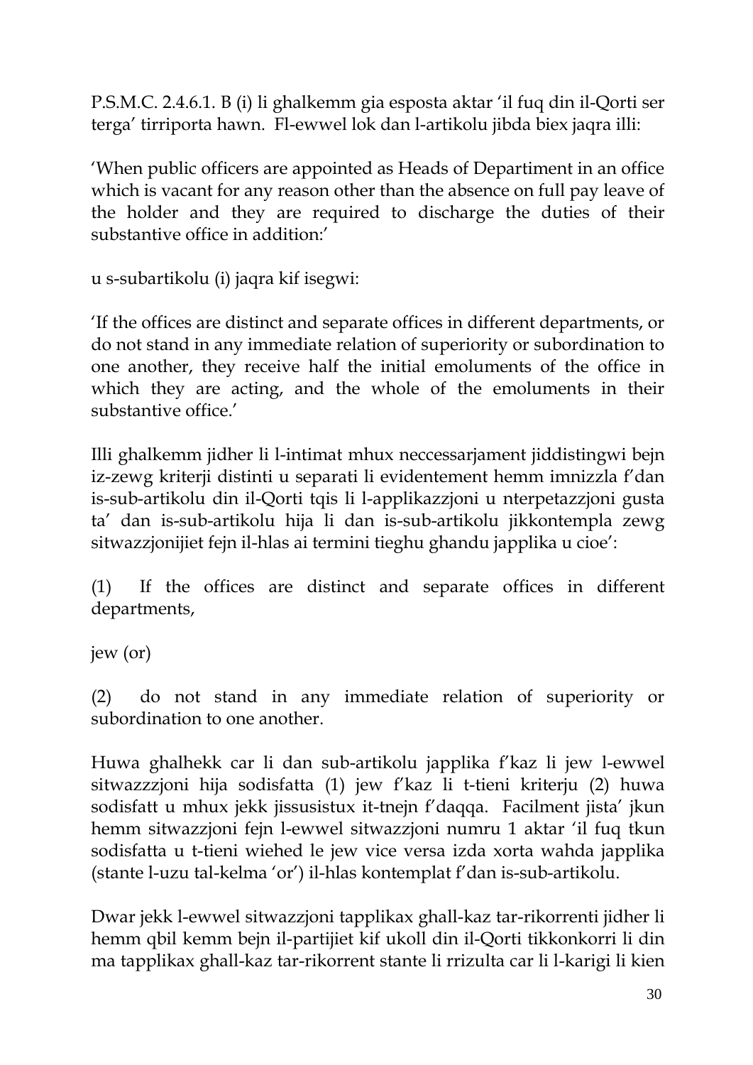P.S.M.C. 2.4.6.1. B (i) li ghalkemm gia esposta aktar 'il fuq din il-Qorti ser terga' tirriporta hawn. Fl-ewwel lok dan l-artikolu jibda biex jaqra illi:

'When public officers are appointed as Heads of Departiment in an office which is vacant for any reason other than the absence on full pay leave of the holder and they are required to discharge the duties of their substantive office in addition:'

u s-subartikolu (i) jaqra kif isegwi:

'If the offices are distinct and separate offices in different departments, or do not stand in any immediate relation of superiority or subordination to one another, they receive half the initial emoluments of the office in which they are acting, and the whole of the emoluments in their substantive office.'

Illi ghalkemm jidher li l-intimat mhux neccessarjament jiddistingwi bejn iz-zewg kriterji distinti u separati li evidentement hemm imnizzla f'dan is-sub-artikolu din il-Qorti tqis li l-applikazzjoni u nterpetazzjoni gusta ta' dan is-sub-artikolu hija li dan is-sub-artikolu jikkontempla zewg sitwazzjonijiet fejn il-hlas ai termini tieghu ghandu japplika u cioe':

(1) If the offices are distinct and separate offices in different departments,

jew (or)

(2) do not stand in any immediate relation of superiority or subordination to one another.

Huwa ghalhekk car li dan sub-artikolu japplika f'kaz li jew l-ewwel sitwazzzjoni hija sodisfatta (1) jew f'kaz li t-tieni kriterju (2) huwa sodisfatt u mhux jekk jissusistux it-tnejn f'daqqa. Facilment jista' jkun hemm sitwazzjoni fejn l-ewwel sitwazzjoni numru 1 aktar 'il fuq tkun sodisfatta u t-tieni wiehed le jew vice versa izda xorta wahda japplika (stante l-uzu tal-kelma 'or') il-hlas kontemplat f'dan is-sub-artikolu.

Dwar jekk l-ewwel sitwazzjoni tapplikax ghall-kaz tar-rikorrenti jidher li hemm qbil kemm bejn il-partijiet kif ukoll din il-Qorti tikkonkorri li din ma tapplikax ghall-kaz tar-rikorrent stante li rrizulta car li l-karigi li kien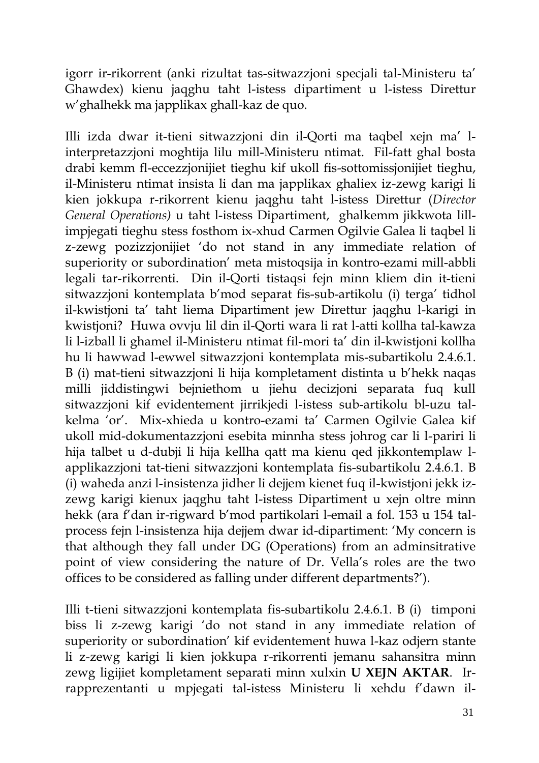igorr ir-rikorrent (anki rizultat tas-sitwazzjoni specjali tal-Ministeru ta' Ghawdex) kienu jaqghu taht l-istess dipartiment u l-istess Direttur w'ghalhekk ma japplikax ghall-kaz de quo.

Illi izda dwar it-tieni sitwazzjoni din il-Qorti ma taqbel xejn ma' l-interpretazzjoni moghtija lilu mill-Ministeru ntimat. Fil-fatt ghal bosta drabi kemm fl-eccezzjonijiet tieghu kif ukoll fis-sottomissjonijiet tieghu, il-Ministeru ntimat insista li dan ma japplikax ghaliex iz-zewg karigi li kien jokkupa r-rikorrent kienu jaqghu taht l-istess Direttur (*Director General Operations)* u taht l-istess Dipartiment, ghalkemm jikkwota lill-impjegati tieghu stess fosthom ix-xhud Carmen Ogilvie Galea li taqbel li z-zewg pozizzjonijiet 'do not stand in any immediate relation of superiority or subordination' meta mistoqsija in kontro-ezami mill-abbli legali tar-rikorrenti. Din il-Qorti tistaqsi fejn minn kliem din it-tieni sitwazzjoni kontemplata b'mod separat fis-sub-artikolu (i) terga' tidhol il-kwistjoni ta' taht liema Dipartiment jew Direttur jaqghu l-karigi in kwistjoni? Huwa ovvju lil din il-Qorti wara li rat l-atti kollha tal-kawza li l-izball li ghamel il-Ministeru ntimat fil-mori ta' din il-kwistjoni kollha hu li hawwad l-ewwel sitwazzjoni kontemplata mis-subartikolu 2.4.6.1. B (i) mat-tieni sitwazzjoni li hija kompletament distinta u b'hekk naqas milli jiddistingwi bejniethom u jiehu decizjoni separata fuq kull sitwazzjoni kif evidentement jirrikjedi l-istess sub-artikolu bl-uzu tal-kelma 'or'. Mix-xhieda u kontro-ezami ta' Carmen Ogilvie Galea kif ukoll mid-dokumentazzjoni esebita minnha stess johrog car li l-pariri li hija talbet u d-dubji li hija kellha qatt ma kienu qed jikkontemplaw l-applikazzjoni tat-tieni sitwazzjoni kontemplata fis-subartikolu 2.4.6.1. B (i) waheda anzi l-insistenza jidher li dejjem kienet fuq il-kwistjoni jekk iz-zewg karigi kienux jaqghu taht l-istess Dipartiment u xejn oltre minn hekk (ara f'dan ir-rigward b'mod partikolari l-email a fol. 153 u 154 tal-process fejn l-insistenza hija dejjem dwar id-dipartiment: 'My concern is that although they fall under DG (Operations) from an adminsitrative point of view considering the nature of Dr. Vella's roles are the two offices to be considered as falling under different departments?').

Illi t-tieni sitwazzjoni kontemplata fis-subartikolu 2.4.6.1. B (i) timponi biss li z-zewg karigi 'do not stand in any immediate relation of superiority or subordination' kif evidentement huwa l-kaz odjern stante li z-zewg karigi li kien jokkupa r-rikorrenti jemanu sahansitra minn zewg ligijiet kompletament separati minn xulxin **U XEJN AKTAR**. Ir-rapprezentanti u mpjegati tal-istess Ministeru li xehdu f'dawn il-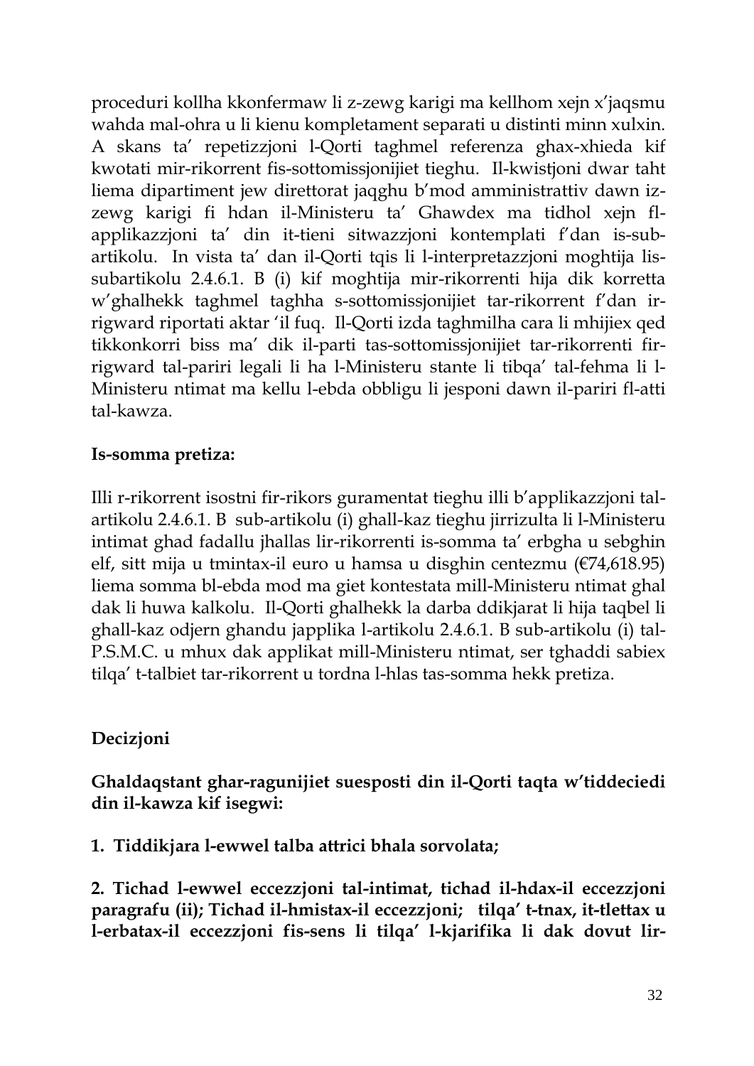proceduri kollha kkonfermaw li z-zewg karigi ma kellhom xejn x'jaqsmu wahda mal-ohra u li kienu kompletament separati u distinti minn xulxin. A skans ta' repetizzjoni l-Qorti taghmel referenza ghax-xhieda kif kwotati mir-rikorrent fis-sottomissjonijiet tieghu. Il-kwistjoni dwar taht liema dipartiment jew direttorat jaqghu b'mod amministrattiv dawn iz-zewg karigi fi hdan il-Ministeru ta' Ghawdex ma tidhol xejn fl-applikazzjoni ta' din it-tieni sitwazzjoni kontemplati f'dan is-sub-artikolu. In vista ta' dan il-Qorti tqis li l-interpretazzjoni moghtija lis-subartikolu 2.4.6.1. B (i) kif moghtija mir-rikorrenti hija dik korretta w'ghalhekk taghmel taghha s-sottomissjonijiet tar-rikorrent f'dan ir-rigward riportati aktar 'il fuq. Il-Qorti izda taghmilha cara li mhijiex qed tikkonkorri biss ma' dik il-parti tas-sottomissjonijiet tar-rikorrenti fir-rigward tal-pariri legali li ha l-Ministeru stante li tibqa' tal-fehma li l-Ministeru ntimat ma kellu l-ebda obbligu li jesponi dawn il-pariri fl-atti tal-kawza.

**Is-somma pretiza:**

Illi r-rikorrent isostni fir-rikors guramentat tieghu illi b'applikazzjoni tal-artikolu 2.4.6.1. B sub-artikolu (i) ghall-kaz tieghu jirrizulta li l-Ministeru intimat ghad fadallu jhallas lir-rikorrenti is-somma ta' erbgha u sebghin elf, sitt mija u tmintax-il euro u hamsa u disghin centezmu (€74,618.95) liema somma bl-ebda mod ma giet kontestata mill-Ministeru ntimat ghal dak li huwa kalkolu. Il-Qorti ghalhekk la darba ddikjarat li hija taqbel li ghall-kaz odjern ghandu japplika l-artikolu 2.4.6.1. B sub-artikolu (i) tal-P.S.M.C. u mhux dak applikat mill-Ministeru ntimat, ser tghaddi sabiex tilqa' t-talbiet tar-rikorrent u tordna l-hlas tas-somma hekk pretiza.

**Decizjoni**

**Ghaldaqstant ghar-ragunijiet suesposti din il-Qorti taqta w'tiddeciedi din il-kawza kif isegwi:**

**1. Tiddikjara l-ewwel talba attrici bhala sorvolata;**

**2. Tichad l-ewwel eccezzjoni tal-intimat, tichad il-hdax-il eccezzjoni paragrafu (ii); Tichad il-hmistax-il eccezzjoni; tilqa' t-tnax, it-tlettax u l-erbatax-il eccezzjoni fis-sens li tilqa' l-kjarifika li dak dovut lir-**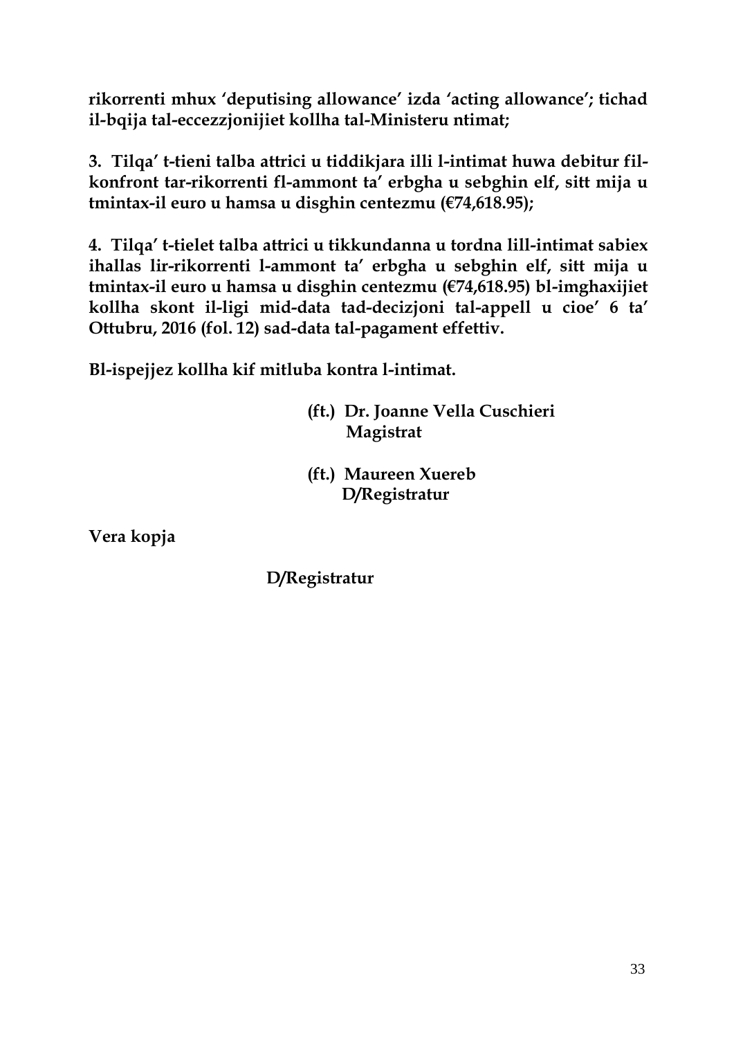**rikorrenti mhux 'deputising allowance' izda 'acting allowance'; tichad il-bqija tal-eccezzjonijiet kollha tal-Ministeru ntimat;**

**3. Tilqa' t-tieni talba attrici u tiddikjara illi l-intimat huwa debitur fil-konfront tar-rikorrenti fl-ammont ta' erbgha u sebghin elf, sitt mija u tmintax-il euro u hamsa u disghin centezmu (€74,618.95);**

**4. Tilqa' t-tielet talba attrici u tikkundanna u tordna lill-intimat sabiex ihallas lir-rikorrenti l-ammont ta' erbgha u sebghin elf, sitt mija u tmintax-il euro u hamsa u disghin centezmu (€74,618.95) bl-imghaxijiet kollha skont il-ligi mid-data tad-decizjoni tal-appell u cioe' 6 ta' Ottubru, 2016 (fol. 12) sad-data tal-pagament effettiv.**

**Bl-ispejjez kollha kif mitluba kontra l-intimat.**

**(ft.) Dr. Joanne Vella Cuschieri**
**Magistrat**

**(ft.) Maureen Xuereb**
**D/Registratur**

**Vera kopja**

**D/Registratur**